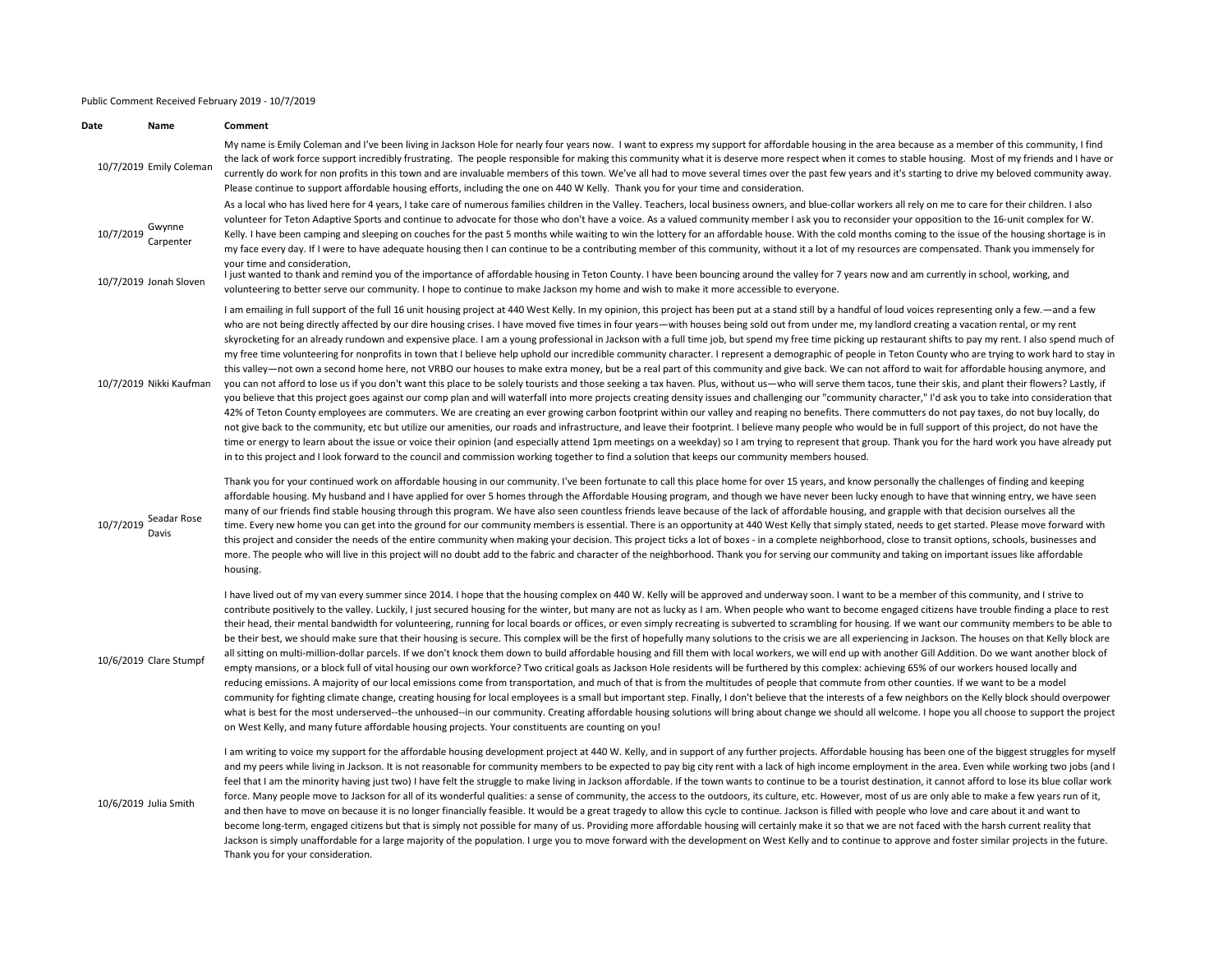Public Comment Received February 2019 - 10/7/2019

| Date | Name | Comment |
| --- | --- | --- |
| 10/7/2019 | Emily Coleman | My name is Emily Coleman and I've been living in Jackson Hole for nearly four years now. I want to express my support for affordable housing in the area because as a member of this community, I find the lack of work force support incredibly frustrating. The people responsible for making this community what it is deserve more respect when it comes to stable housing. Most of my friends and I have or currently do work for non profits in this town and are invaluable members of this town. We've all had to move several times over the past few years and it's starting to drive my beloved community away. Please continue to support affordable housing efforts, including the one on 440 W Kelly. Thank you for your time and consideration. |
| 10/7/2019 | Gwynne Carpenter | As a local who has lived here for 4 years, I take care of numerous families children in the Valley. Teachers, local business owners, and blue-collar workers all rely on me to care for their children. I also volunteer for Teton Adaptive Sports and continue to advocate for those who don't have a voice. As a valued community member I ask you to reconsider your opposition to the 16-unit complex for W. Kelly. I have been camping and sleeping on couches for the past 5 months while waiting to win the lottery for an affordable house. With the cold months coming to the issue of the housing shortage is in my face every day. If I were to have adequate housing then I can continue to be a contributing member of this community, without it a lot of my resources are compensated. Thank you immensely for your time and consideration. |
| 10/7/2019 | Jonah Sloven | I just wanted to thank and remind you of the importance of affordable housing in Teton County. I have been bouncing around the valley for 7 years now and am currently in school, working, and volunteering to better serve our community. I hope to continue to make Jackson my home and wish to make it more accessible to everyone. |
| 10/7/2019 | Nikki Kaufman | I am emailing in full support of the full 16 unit housing project at 440 West Kelly. In my opinion, this project has been put at a stand still by a handful of loud voices representing only a few.—and a few who are not being directly affected by our dire housing crises. I have moved five times in four years—with houses being sold out from under me, my landlord creating a vacation rental, or my rent skyrocketing for an already rundown and expensive place. I am a young professional in Jackson with a full time job, but spend my free time picking up restaurant shifts to pay my rent. I also spend much of my free time volunteering for nonprofits in town that I believe help uphold our incredible community character. I represent a demographic of people in Teton County who are trying to work hard to stay in this valley—not own a second home here, not VRBO our houses to make extra money, but be a real part of this community and give back. We can not afford to wait for affordable housing anymore, and you can not afford to lose us if you don't want this place to be solely tourists and those seeking a tax haven. Plus, without us—who will serve them tacos, tune their skis, and plant their flowers? Lastly, if you believe that this project goes against our comp plan and will waterfall into more projects creating density issues and challenging our "community character," I'd ask you to take into consideration that 42% of Teton County employees are commuters. We are creating an ever growing carbon footprint within our valley and reaping no benefits. There commutters do not pay taxes, do not buy locally, do not give back to the community, etc but utilize our amenities, our roads and infrastructure, and leave their footprint. I believe many people who would be in full support of this project, do not have the time or energy to learn about the issue or voice their opinion (and especially attend 1pm meetings on a weekday) so I am trying to represent that group. Thank you for the hard work you have already put in to this project and I look forward to the council and commission working together to find a solution that keeps our community members housed. |
| 10/7/2019 | Seadar Rose Davis | Thank you for your continued work on affordable housing in our community. I've been fortunate to call this place home for over 15 years, and know personally the challenges of finding and keeping affordable housing. My husband and I have applied for over 5 homes through the Affordable Housing program, and though we have never been lucky enough to have that winning entry, we have seen many of our friends find stable housing through this program. We have also seen countless friends leave because of the lack of affordable housing, and grapple with that decision ourselves all the time. Every new home you can get into the ground for our community members is essential. There is an opportunity at 440 West Kelly that simply stated, needs to get started. Please move forward with this project and consider the needs of the entire community when making your decision. This project ticks a lot of boxes - in a complete neighborhood, close to transit options, schools, businesses and more. The people who will live in this project will no doubt add to the fabric and character of the neighborhood. Thank you for serving our community and taking on important issues like affordable housing. |
| 10/6/2019 | Clare Stumpf | I have lived out of my van every summer since 2014. I hope that the housing complex on 440 W. Kelly will be approved and underway soon. I want to be a member of this community, and I strive to contribute positively to the valley. Luckily, I just secured housing for the winter, but many are not as lucky as I am. When people who want to become engaged citizens have trouble finding a place to rest their head, their mental bandwidth for volunteering, running for local boards or offices, or even simply recreating is subverted to scrambling for housing. If we want our community members to be able to be their best, we should make sure that their housing is secure. This complex will be the first of hopefully many solutions to the crisis we are all experiencing in Jackson. The houses on that Kelly block are all sitting on multi-million-dollar parcels. If we don't knock them down to build affordable housing and fill them with local workers, we will end up with another Gill Addition. Do we want another block of empty mansions, or a block full of vital housing our own workforce? Two critical goals as Jackson Hole residents will be furthered by this complex: achieving 65% of our workers housed locally and reducing emissions. A majority of our local emissions come from transportation, and much of that is from the multitudes of people that commute from other counties. If we want to be a model community for fighting climate change, creating housing for local employees is a small but important step. Finally, I don't believe that the interests of a few neighbors on the Kelly block should overpower what is best for the most underserved--the unhoused--in our community. Creating affordable housing solutions will bring about change we should all welcome. I hope you all choose to support the project on West Kelly, and many future affordable housing projects. Your constituents are counting on you! |
| 10/6/2019 | Julia Smith | I am writing to voice my support for the affordable housing development project at 440 W. Kelly, and in support of any further projects. Affordable housing has been one of the biggest struggles for myself and my peers while living in Jackson. It is not reasonable for community members to be expected to pay big city rent with a lack of high income employment in the area. Even while working two jobs (and I feel that I am the minority having just two) I have felt the struggle to make living in Jackson affordable. If the town wants to continue to be a tourist destination, it cannot afford to lose its blue collar work force. Many people move to Jackson for all of its wonderful qualities: a sense of community, the access to the outdoors, its culture, etc. However, most of us are only able to make a few years run of it, and then have to move on because it is no longer financially feasible. It would be a great tragedy to allow this cycle to continue. Jackson is filled with people who love and care about it and want to become long-term, engaged citizens but that is simply not possible for many of us. Providing more affordable housing will certainly make it so that we are not faced with the harsh current reality that Jackson is simply unaffordable for a large majority of the population. I urge you to move forward with the development on West Kelly and to continue to approve and foster similar projects in the future. Thank you for your consideration. |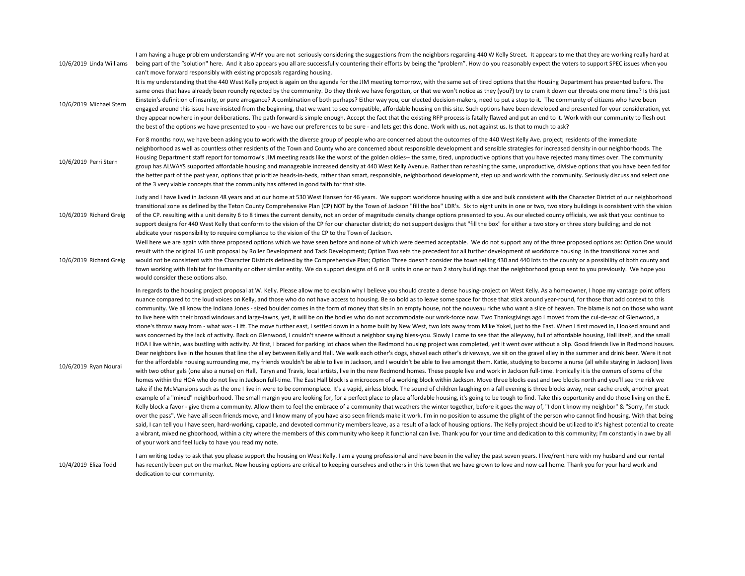| | | |
|---|---|---|
| 10/6/2019 | Linda Williams | I am having a huge problem understanding WHY you are not seriously considering the suggestions from the neighbors regarding 440 W Kelly Street. It appears to me that they are working really hard at being part of the "solution" here. And it also appears you all are successfully countering their efforts by being the "problem". How do you reasonably expect the voters to support SPEC issues when you can't move forward responsibly with existing proposals regarding housing. |
| 10/6/2019 | Michael Stern | It is my understanding that the 440 West Kelly project is again on the agenda for the JIM meeting tomorrow, with the same set of tired options that the Housing Department has presented before. The same ones that have already been roundly rejected by the community. Do they think we have forgotten, or that we won't notice as they (you?) try to cram it down our throats one more time? Is this just Einstein's definition of insanity, or pure arrogance? A combination of both perhaps? Either way you, our elected decision-makers, need to put a stop to it. The community of citizens who have been engaged around this issue have insisted from the beginning, that we want to see compatible, affordable housing on this site. Such options have been developed and presented for your consideration, yet they appear nowhere in your deliberations. The path forward is simple enough. Accept the fact that the existing RFP process is fatally flawed and put an end to it. Work with our community to flesh out the best of the options we have presented to you - we have our preferences to be sure - and lets get this done. Work with us, not against us. Is that to much to ask? |
| 10/6/2019 | Perri Stern | For 8 months now, we have been asking you to work with the diverse group of people who are concerned about the outcomes of the 440 West Kelly Ave. project; residents of the immediate neighborhood as well as countless other residents of the Town and County who are concerned about responsible development and sensible strategies for increased density in our neighborhoods. The Housing Department staff report for tomorrow's JIM meeting reads like the worst of the golden oldies-- the same, tired, unproductive options that you have rejected many times over. The community group has ALWAYS supported affordable housing and manageable increased density at 440 West Kelly Avenue. Rather than rehashing the same, unproductive, divisive options that you have been fed for the better part of the past year, options that prioritize heads-in-beds, rather than smart, responsible, neighborhood development, step up and work with the community. Seriously discuss and select one of the 3 very viable concepts that the community has offered in good faith for that site. |
| 10/6/2019 | Richard Greig | Judy and I have lived in Jackson 48 years and at our home at 530 West Hansen for 46 years. We support workforce housing with a size and bulk consistent with the Character District of our neighborhood transitional zone as defined by the Teton County Comprehensive Plan (CP) NOT by the Town of Jackson "fill the box" LDR's. Six to eight units in one or two, two story buildings is consistent with the vision of the CP. resulting with a unit density 6 to 8 times the current density, not an order of magnitude density change options presented to you. As our elected county officials, we ask that you: continue to support designs for 440 West Kelly that conform to the vision of the CP for our character district; do not support designs that "fill the box" for either a two story or three story building; and do not abdicate your responsibility to require compliance to the vision of the CP to the Town of Jackson. |
| 10/6/2019 | Richard Greig | Well here we are again with three proposed options which we have seen before and none of which were deemed acceptable. We do not support any of the three proposed options as: Option One would result with the original 16 unit proposal by Roller Development and Tack Development; Option Two sets the precedent for all further development of workforce housing in the transitional zones and would not be consistent with the Character Districts defined by the Comprehensive Plan; Option Three doesn't consider the town selling 430 and 440 lots to the county or a possibility of both county and town working with Habitat for Humanity or other similar entity. We do support designs of 6 or 8 units in one or two 2 story buildings that the neighborhood group sent to you previously. We hope you would consider these options also. |
| 10/6/2019 | Ryan Nourai | In regards to the housing project proposal at W. Kelly. Please allow me to explain why I believe you should create a dense housing-project on West Kelly. As a homeowner, I hope my vantage point offers nuance compared to the loud voices on Kelly, and those who do not have access to housing. Be so bold as to leave some space for those that stick around year-round, for those that add context to this community. We all know the Indiana Jones - sized boulder comes in the form of money that sits in an empty house, not the nouveau riche who want a slice of heaven. The blame is not on those who want to live here with their broad windows and large-lawns, yet, it will be on the bodies who do not accommodate our work-force now. Two Thanksgivings ago I moved from the cul-de-sac of Glenwood, a stone's throw away from - what was - Lift. The move further east, I settled down in a home built by New West, two lots away from Mike Yokel, just to the East. When I first moved in, I looked around and was concerned by the lack of activity. Back on Glenwood, I couldn't sneeze without a neighbor saying bless-you. Slowly I came to see that the alleyway, full of affordable housing, Hall itself, and the small HOA I live within, was bustling with activity. At first, I braced for parking lot chaos when the Redmond housing project was completed, yet it went over without a blip. Good friends live in Redmond houses. Dear neighbors live in the houses that line the alley between Kelly and Hall. We walk each other's dogs, shovel each other's driveways, we sit on the gravel alley in the summer and drink beer. Were it not for the affordable housing surrounding me, my friends wouldn't be able to live in Jackson, and I wouldn't be able to live amongst them. Katie, studying to become a nurse (all while staying in Jackson) lives with two other gals (one also a nurse) on Hall, Taryn and Travis, local artists, live in the new Redmond homes. These people live and work in Jackson full-time. Ironically it is the owners of some of the homes within the HOA who do not live in Jackson full-time. The East Hall block is a microcosm of a working block within Jackson. Move three blocks east and two blocks north and you'll see the risk we take if the McMansions such as the one I live in were to be commonplace. It's a vapid, airless block. The sound of children laughing on a fall evening is three blocks away, near cache creek, another great example of a "mixed" neighborhood. The small margin you are looking for, for a perfect place to place affordable housing, it's going to be tough to find. Take this opportunity and do those living on the E. Kelly block a favor - give them a community. Allow them to feel the embrace of a community that weathers the winter together, before it goes the way of, "I don't know my neighbor" & "Sorry, I'm stuck over the pass". We have all seen friends move, and I know many of you have also seen friends make it work. I'm in no position to assume the plight of the person who cannot find housing. With that being said, I can tell you I have seen, hard-working, capable, and devoted community members leave, as a result of a lack of housing options. The Kelly project should be utilized to it's highest potential to create a vibrant, mixed neighborhood, within a city where the members of this community who keep it functional can live. Thank you for your time and dedication to this community; I'm constantly in awe by all of your work and feel lucky to have you read my note. |
| 10/4/2019 | Eliza Todd | I am writing today to ask that you please support the housing on West Kelly. I am a young professional and have been in the valley the past seven years. I live/rent here with my husband and our rental has recently been put on the market. New housing options are critical to keeping ourselves and others in this town that we have grown to love and now call home. Thank you for your hard work and dedication to our community. |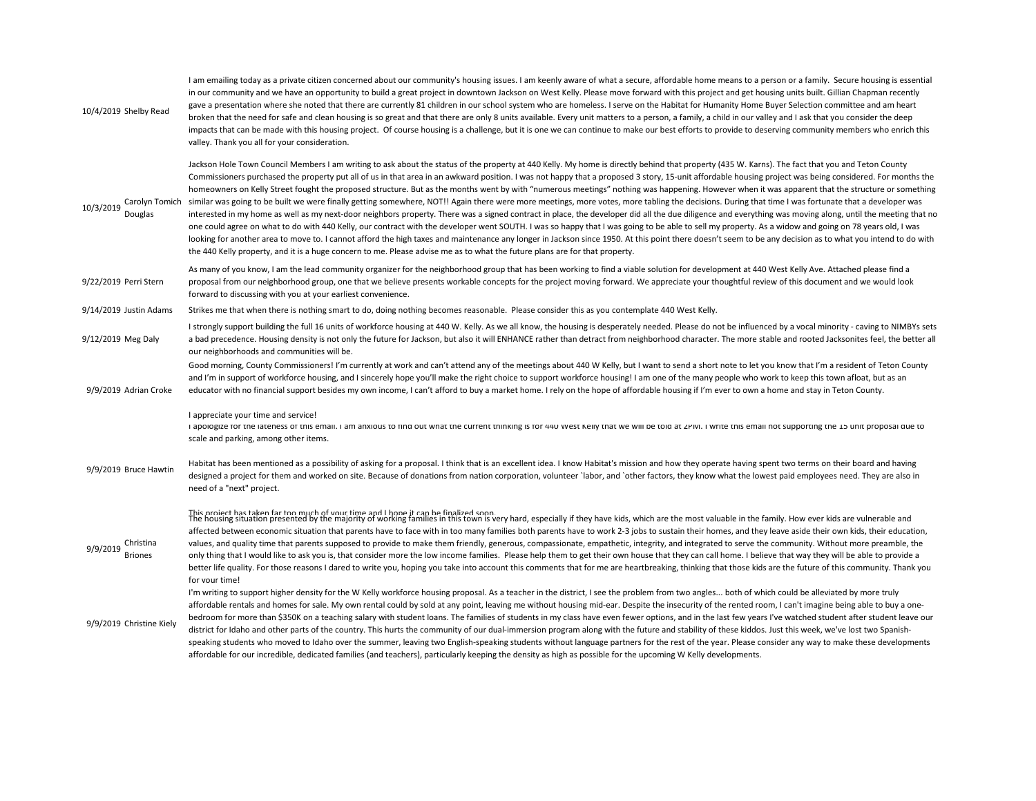| | | |
|---|---|---|
| 10/4/2019 | Shelby Read | I am emailing today as a private citizen concerned about our community's housing issues. I am keenly aware of what a secure, affordable home means to a person or a family. Secure housing is essential in our community and we have an opportunity to build a great project in downtown Jackson on West Kelly. Please move forward with this project and get housing units built. Gillian Chapman recently gave a presentation where she noted that there are currently 81 children in our school system who are homeless. I serve on the Habitat for Humanity Home Buyer Selection committee and am heart broken that the need for safe and clean housing is so great and that there are only 8 units available. Every unit matters to a person, a family, a child in our valley and I ask that you consider the deep impacts that can be made with this housing project. Of course housing is a challenge, but it is one we can continue to make our best efforts to provide to deserving community members who enrich this valley. Thank you all for your consideration. |
| 10/3/2019 | Carolyn Tomich Douglas | Jackson Hole Town Council Members I am writing to ask about the status of the property at 440 Kelly. My home is directly behind that property (435 W. Karns). The fact that you and Teton County Commissioners purchased the property put all of us in that area in an awkward position. I was not happy that a proposed 3 story, 15-unit affordable housing project was being considered. For months the homeowners on Kelly Street fought the proposed structure. But as the months went by with "numerous meetings" nothing was happening. However when it was apparent that the structure or something similar was going to be built we were finally getting somewhere, NOT!! Again there were more meetings, more votes, more tabling the decisions. During that time I was fortunate that a developer was interested in my home as well as my next-door neighbors property. There was a signed contract in place, the developer did all the due diligence and everything was moving along, until the meeting that no one could agree on what to do with 440 Kelly, our contract with the developer went SOUTH. I was so happy that I was going to be able to sell my property. As a widow and going on 78 years old, I was looking for another area to move to. I cannot afford the high taxes and maintenance any longer in Jackson since 1950. At this point there doesn't seem to be any decision as to what you intend to do with the 440 Kelly property, and it is a huge concern to me. Please advise me as to what the future plans are for that property. |
| 9/22/2019 | Perri Stern | As many of you know, I am the lead community organizer for the neighborhood group that has been working to find a viable solution for development at 440 West Kelly Ave. Attached please find a proposal from our neighborhood group, one that we believe presents workable concepts for the project moving forward. We appreciate your thoughtful review of this document and we would look forward to discussing with you at your earliest convenience. |
| 9/14/2019 | Justin Adams | Strikes me that when there is nothing smart to do, doing nothing becomes reasonable. Please consider this as you contemplate 440 West Kelly. |
| 9/12/2019 | Meg Daly | I strongly support building the full 16 units of workforce housing at 440 W. Kelly. As we all know, the housing is desperately needed. Please do not be influenced by a vocal minority - caving to NIMBYs sets a bad precedence. Housing density is not only the future for Jackson, but also it will ENHANCE rather than detract from neighborhood character. The more stable and rooted Jacksonites feel, the better all our neighborhoods and communities will be. |
| 9/9/2019 | Adrian Croke | Good morning, County Commissioners! I'm currently at work and can't attend any of the meetings about 440 W Kelly, but I want to send a short note to let you know that I'm a resident of Teton County and I'm in support of workforce housing, and I sincerely hope you'll make the right choice to support workforce housing! I am one of the many people who work to keep this town afloat, but as an educator with no financial support besides my own income, I can't afford to buy a market home. I rely on the hope of affordable housing if I'm ever to own a home and stay in Teton County.<br><br>I appreciate your time and service! |
| 9/9/2019 | Bruce Hawtin | I apologize for the lateness of this email. I am anxious to find out what the current thinking is for 440 West Kelly that we will be told at 2PM. I write this email not supporting the 15 unit proposal due to scale and parking, among other items.<br><br>Habitat has been mentioned as a possibility of asking for a proposal. I think that is an excellent idea. I know Habitat's mission and how they operate having spent two terms on their board and having designed a project for them and worked on site. Because of donations from nation corporation, volunteer `labor, and `other factors, they know what the lowest paid employees need. They are also in need of a "next" project.<br><br>This project has taken far too much of your time and I hope it can be finalized soon. |
| 9/9/2019 | Christina Briones | The housing situation presented by the majority of working families in this town is very hard, especially if they have kids, which are the most valuable in the family. How ever kids are vulnerable and affected between economic situation that parents have to face with in too many families both parents have to work 2-3 jobs to sustain their homes, and they leave aside their own kids, their education, values, and quality time that parents supposed to provide to make them friendly, generous, compassionate, empathetic, integrity, and integrated to serve the community. Without more preamble, the only thing that I would like to ask you is, that consider more the low income families. Please help them to get their own house that they can call home. I believe that way they will be able to provide a better life quality. For those reasons I dared to write you, hoping you take into account this comments that for me are heartbreaking, thinking that those kids are the future of this community. Thank you for your time! |
| 9/9/2019 | Christine Kiely | I'm writing to support higher density for the W Kelly workforce housing proposal. As a teacher in the district, I see the problem from two angles... both of which could be alleviated by more truly affordable rentals and homes for sale. My own rental could by sold at any point, leaving me without housing mid-ear. Despite the insecurity of the rented room, I can't imagine being able to buy a one-bedroom for more than $350K on a teaching salary with student loans. The families of students in my class have even fewer options, and in the last few years I've watched student after student leave our district for Idaho and other parts of the country. This hurts the community of our dual-immersion program along with the future and stability of these kiddos. Just this week, we've lost two Spanish-speaking students who moved to Idaho over the summer, leaving two English-speaking students without language partners for the rest of the year. Please consider any way to make these developments affordable for our incredible, dedicated families (and teachers), particularly keeping the density as high as possible for the upcoming W Kelly developments. |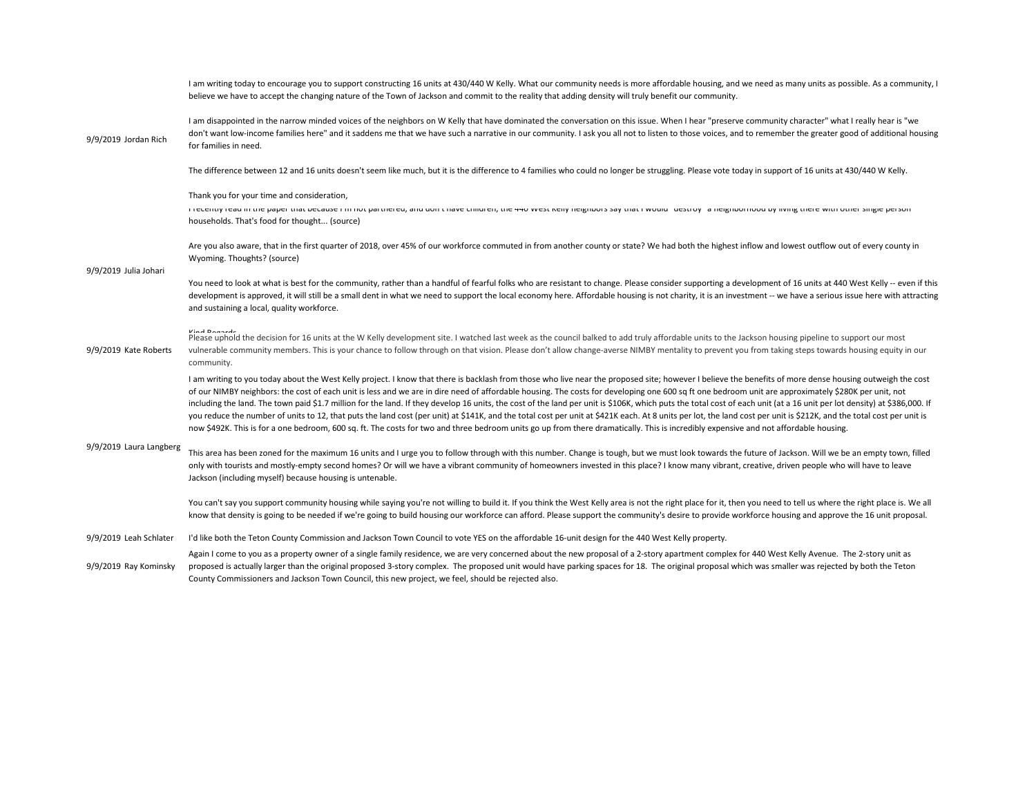| | | |
|---|---|---|
| 9/9/2019 | Jordan Rich | I am writing today to encourage you to support constructing 16 units at 430/440 W Kelly. What our community needs is more affordable housing, and we need as many units as possible. As a community, I believe we have to accept the changing nature of the Town of Jackson and commit to the reality that adding density will truly benefit our community.<br><br>I am disappointed in the narrow minded voices of the neighbors on W Kelly that have dominated the conversation on this issue. When I hear "preserve community character" what I really hear is "we don't want low-income families here" and it saddens me that we have such a narrative in our community. I ask you all not to listen to those voices, and to remember the greater good of additional housing for families in need.<br><br>The difference between 12 and 16 units doesn't seem like much, but it is the difference to 4 families who could no longer be struggling. Please vote today in support of 16 units at 430/440 W Kelly.<br><br>Thank you for your time and consideration, |
| 9/9/2019 | Julia Johari | I recently read in the paper that because I'm not partnered, and don't have children, the 440 West Kelly neighbors say that I would "destroy" a neighborhood by living there with other single person households. That's food for thought... (source)<br><br>Are you also aware, that in the first quarter of 2018, over 45% of our workforce commuted in from another county or state? We had both the highest inflow and lowest outflow out of every county in Wyoming. Thoughts? (source)<br><br>You need to look at what is best for the community, rather than a handful of fearful folks who are resistant to change. Please consider supporting a development of 16 units at 440 West Kelly -- even if this development is approved, it will still be a small dent in what we need to support the local economy here. Affordable housing is not charity, it is an investment -- we have a serious issue here with attracting and sustaining a local, quality workforce.<br><br>Kind Regards |
| 9/9/2019 | Kate Roberts | Please uphold the decision for 16 units at the W Kelly development site. I watched last week as the council balked to add truly affordable units to the Jackson housing pipeline to support our most vulnerable community members. This is your chance to follow through on that vision. Please don't allow change-averse NIMBY mentality to prevent you from taking steps towards housing equity in our community. |
| 9/9/2019 | Laura Langberg | I am writing to you today about the West Kelly project. I know that there is backlash from those who live near the proposed site; however I believe the benefits of more dense housing outweigh the cost of our NIMBY neighbors: the cost of each unit is less and we are in dire need of affordable housing. The costs for developing one 600 sq ft one bedroom unit are approximately $280K per unit, not including the land. The town paid $1.7 million for the land. If they develop 16 units, the cost of the land per unit is $106K, which puts the total cost of each unit (at a 16 unit per lot density) at $386,000. If you reduce the number of units to 12, that puts the land cost (per unit) at $141K, and the total cost per unit at $421K each. At 8 units per lot, the land cost per unit is $212K, and the total cost per unit is now $492K. This is for a one bedroom, 600 sq. ft. The costs for two and three bedroom units go up from there dramatically. This is incredibly expensive and not affordable housing.<br><br>This area has been zoned for the maximum 16 units and I urge you to follow through with this number. Change is tough, but we must look towards the future of Jackson. Will we be an empty town, filled only with tourists and mostly-empty second homes? Or will we have a vibrant community of homeowners invested in this place? I know many vibrant, creative, driven people who will have to leave Jackson (including myself) because housing is untenable.<br><br>You can't say you support community housing while saying you're not willing to build it. If you think the West Kelly area is not the right place for it, then you need to tell us where the right place is. We all know that density is going to be needed if we're going to build housing our workforce can afford. Please support the community's desire to provide workforce housing and approve the 16 unit proposal. |
| 9/9/2019 | Leah Schlater | I'd like both the Teton County Commission and Jackson Town Council to vote YES on the affordable 16-unit design for the 440 West Kelly property. |
| 9/9/2019 | Ray Kominsky | Again I come to you as a property owner of a single family residence, we are very concerned about the new proposal of a 2-story apartment complex for 440 West Kelly Avenue. The 2-story unit as proposed is actually larger than the original proposed 3-story complex. The proposed unit would have parking spaces for 18. The original proposal which was smaller was rejected by both the Teton County Commissioners and Jackson Town Council, this new project, we feel, should be rejected also. |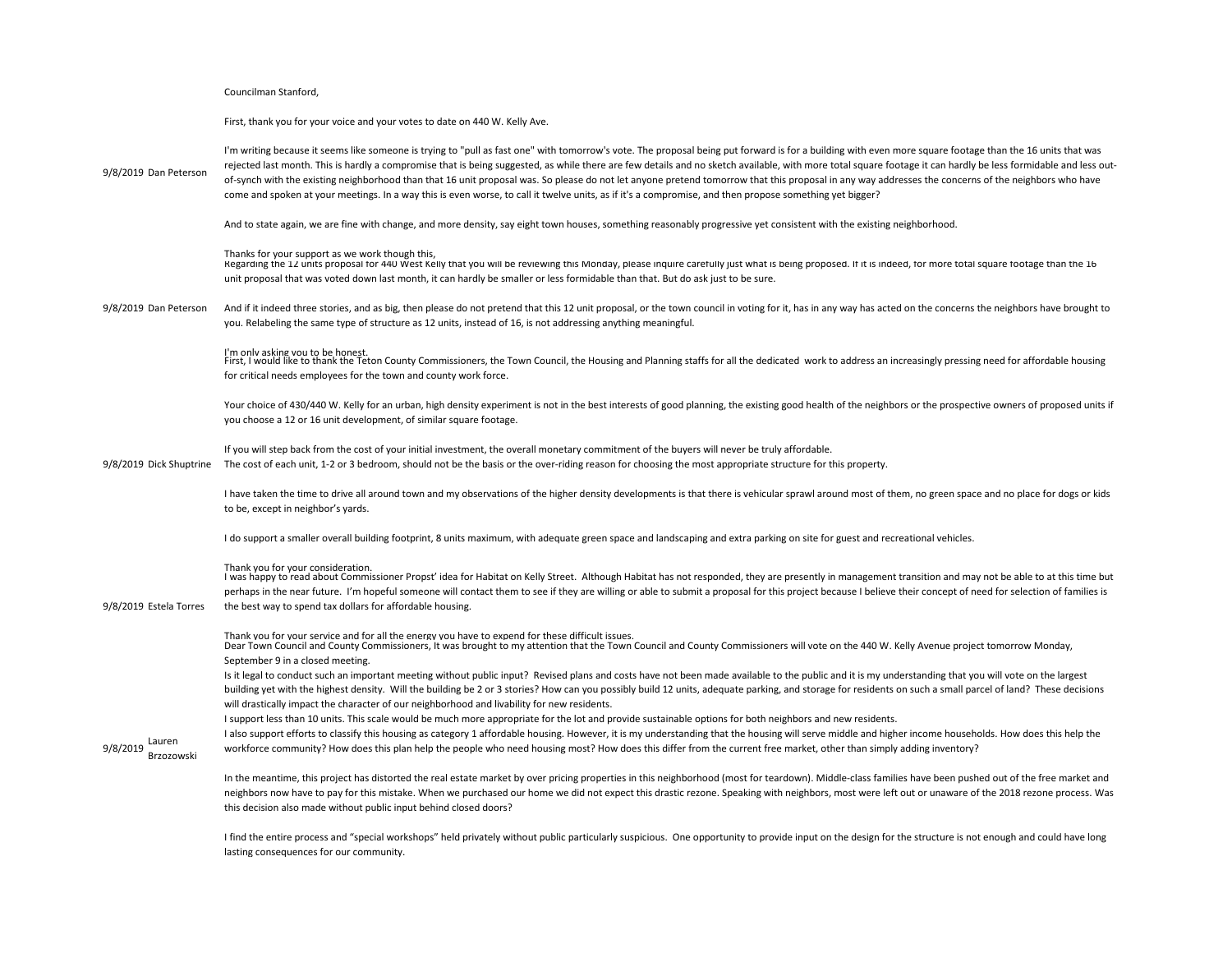| | | |
|---|---|---|
| 9/8/2019 | Dan Peterson | Councilman Stanford,<br><br>First, thank you for your voice and your votes to date on 440 W. Kelly Ave.<br><br>I'm writing because it seems like someone is trying to "pull as fast one" with tomorrow's vote. The proposal being put forward is for a building with even more square footage than the 16 units that was rejected last month. This is hardly a compromise that is being suggested, as while there are few details and no sketch available, with more total square footage it can hardly be less formidable and less out-of-synch with the existing neighborhood than that 16 unit proposal was. So please do not let anyone pretend tomorrow that this proposal in any way addresses the concerns of the neighbors who have come and spoken at your meetings. In a way this is even worse, to call it twelve units, as if it's a compromise, and then propose something yet bigger?<br><br>And to state again, we are fine with change, and more density, say eight town houses, something reasonably progressive yet consistent with the existing neighborhood.<br><br>Thanks for your support as we work though this, |
| 9/8/2019 | Dan Peterson | Regarding the 12 units proposal for 440 West Kelly that you will be reviewing this Monday, please inquire carefully just what is being proposed. If it is indeed, for more total square footage than the 16 unit proposal that was voted down last month, it can hardly be smaller or less formidable than that. But do ask just to be sure.<br><br>And if it indeed three stories, and as big, then please do not pretend that this 12 unit proposal, or the town council in voting for it, has in any way has acted on the concerns the neighbors have brought to you. Relabeling the same type of structure as 12 units, instead of 16, is not addressing anything meaningful.<br><br>I'm only asking you to be honest. |
| 9/8/2019 | Dick Shuptrine | First, I would like to thank the Teton County Commissioners, the Town Council, the Housing and Planning staffs for all the dedicated work to address an increasingly pressing need for affordable housing for critical needs employees for the town and county work force.<br><br>Your choice of 430/440 W. Kelly for an urban, high density experiment is not in the best interests of good planning, the existing good health of the neighbors or the prospective owners of proposed units if you choose a 12 or 16 unit development, of similar square footage.<br><br>If you will step back from the cost of your initial investment, the overall monetary commitment of the buyers will never be truly affordable.<br>The cost of each unit, 1-2 or 3 bedroom, should not be the basis or the over-riding reason for choosing the most appropriate structure for this property.<br><br>I have taken the time to drive all around town and my observations of the higher density developments is that there is vehicular sprawl around most of them, no green space and no place for dogs or kids to be, except in neighbor's yards.<br><br>I do support a smaller overall building footprint, 8 units maximum, with adequate green space and landscaping and extra parking on site for guest and recreational vehicles.<br><br>Thank you for your consideration. |
| 9/8/2019 | Estela Torres | I was happy to read about Commissioner Propst' idea for Habitat on Kelly Street. Although Habitat has not responded, they are presently in management transition and may not be able to at this time but perhaps in the near future. I'm hopeful someone will contact them to see if they are willing or able to submit a proposal for this project because I believe their concept of need for selection of families is the best way to spend tax dollars for affordable housing.<br><br>Thank you for your service and for all the energy you have to expend for these difficult issues. |
| 9/8/2019 | Lauren Brzozowski | Dear Town Council and County Commissioners, It was brought to my attention that the Town Council and County Commissioners will vote on the 440 W. Kelly Avenue project tomorrow Monday, September 9 in a closed meeting.<br>Is it legal to conduct such an important meeting without public input? Revised plans and costs have not been made available to the public and it is my understanding that you will vote on the largest building yet with the highest density. Will the building be 2 or 3 stories? How can you possibly build 12 units, adequate parking, and storage for residents on such a small parcel of land? These decisions will drastically impact the character of our neighborhood and livability for new residents.<br>I support less than 10 units. This scale would be much more appropriate for the lot and provide sustainable options for both neighbors and new residents.<br>I also support efforts to classify this housing as category 1 affordable housing. However, it is my understanding that the housing will serve middle and higher income households. How does this help the workforce community? How does this plan help the people who need housing most? How does this differ from the current free market, other than simply adding inventory?<br><br>In the meantime, this project has distorted the real estate market by over pricing properties in this neighborhood (most for teardown). Middle-class families have been pushed out of the free market and neighbors now have to pay for this mistake. When we purchased our home we did not expect this drastic rezone. Speaking with neighbors, most were left out or unaware of the 2018 rezone process. Was this decision also made without public input behind closed doors?<br><br>I find the entire process and "special workshops" held privately without public particularly suspicious. One opportunity to provide input on the design for the structure is not enough and could have long lasting consequences for our community. |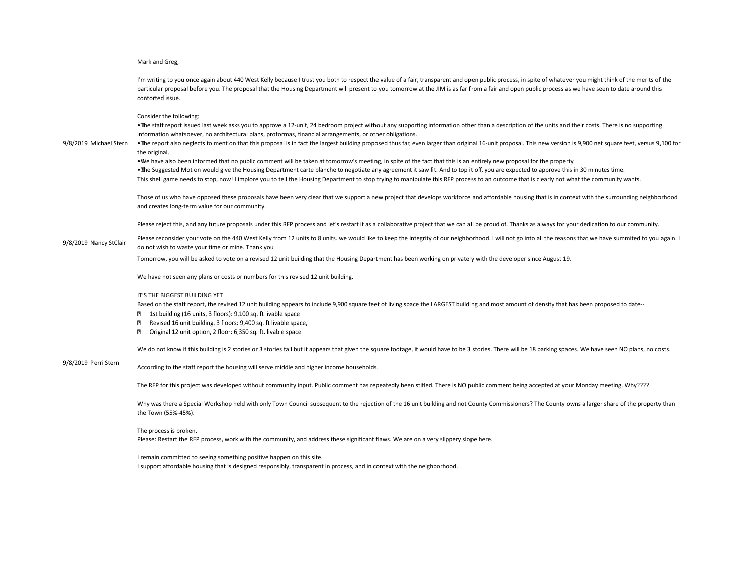| | | |
|---|---|---|
| 9/8/2019 | Michael Stern | Mark and Greg,<br><br>I'm writing to you once again about 440 West Kelly because I trust you both to respect the value of a fair, transparent and open public process, in spite of whatever you might think of the merits of the particular proposal before you. The proposal that the Housing Department will present to you tomorrow at the JIM is as far from a fair and open public process as we have seen to date around this contorted issue.<br><br>Consider the following:<br>• The staff report issued last week asks you to approve a 12-unit, 24 bedroom project without any supporting information other than a description of the units and their costs. There is no supporting information whatsoever, no architectural plans, proformas, financial arrangements, or other obligations.<br>• The report also neglects to mention that this proposal is in fact the largest building proposed thus far, even larger than original 16-unit proposal. This new version is 9,900 net square feet, versus 9,100 for the original.<br>• We have also been informed that no public comment will be taken at tomorrow's meeting, in spite of the fact that this is an entirely new proposal for the property.<br>• The Suggested Motion would give the Housing Department carte blanche to negotiate any agreement it saw fit. And to top it off, you are expected to approve this in 30 minutes time.<br>This shell game needs to stop, now! I implore you to tell the Housing Department to stop trying to manipulate this RFP process to an outcome that is clearly not what the community wants.<br><br>Those of us who have opposed these proposals have been very clear that we support a new project that develops workforce and affordable housing that is in context with the surrounding neighborhood and creates long-term value for our community.<br><br>Please reject this, and any future proposals under this RFP process and let's restart it as a collaborative project that we can all be proud of. Thanks as always for your dedication to our community. |
| 9/8/2019 | Nancy StClair | Please reconsider your vote on the 440 West Kelly from 12 units to 8 units. we would like to keep the integrity of our neighborhood. I will not go into all the reasons that we have summited to you again. I do not wish to waste your time or mine. Thank you |
| 9/8/2019 | Perri Stern | Tomorrow, you will be asked to vote on a revised 12 unit building that the Housing Department has been working on privately with the developer since August 19.<br><br>We have not seen any plans or costs or numbers for this revised 12 unit building.<br><br>IT'S THE BIGGEST BUILDING YET<br>Based on the staff report, the revised 12 unit building appears to include 9,900 square feet of living space the LARGEST building and most amount of density that has been proposed to date--<br>- 1st building (16 units, 3 floors): 9,100 sq. ft livable space<br>- Revised 16 unit building, 3 floors: 9,400 sq. ft livable space,<br>- Original 12 unit option, 2 floor: 6,350 sq. ft. livable space<br><br>We do not know if this building is 2 stories or 3 stories tall but it appears that given the square footage, it would have to be 3 stories. There will be 18 parking spaces. We have seen NO plans, no costs.<br><br>According to the staff report the housing will serve middle and higher income households.<br><br>The RFP for this project was developed without community input. Public comment has repeatedly been stifled. There is NO public comment being accepted at your Monday meeting. Why????<br><br>Why was there a Special Workshop held with only Town Council subsequent to the rejection of the 16 unit building and not County Commissioners? The County owns a larger share of the property than the Town (55%-45%).<br><br>The process is broken.<br>Please: Restart the RFP process, work with the community, and address these significant flaws. We are on a very slippery slope here.<br><br>I remain committed to seeing something positive happen on this site.<br>I support affordable housing that is designed responsibly, transparent in process, and in context with the neighborhood. |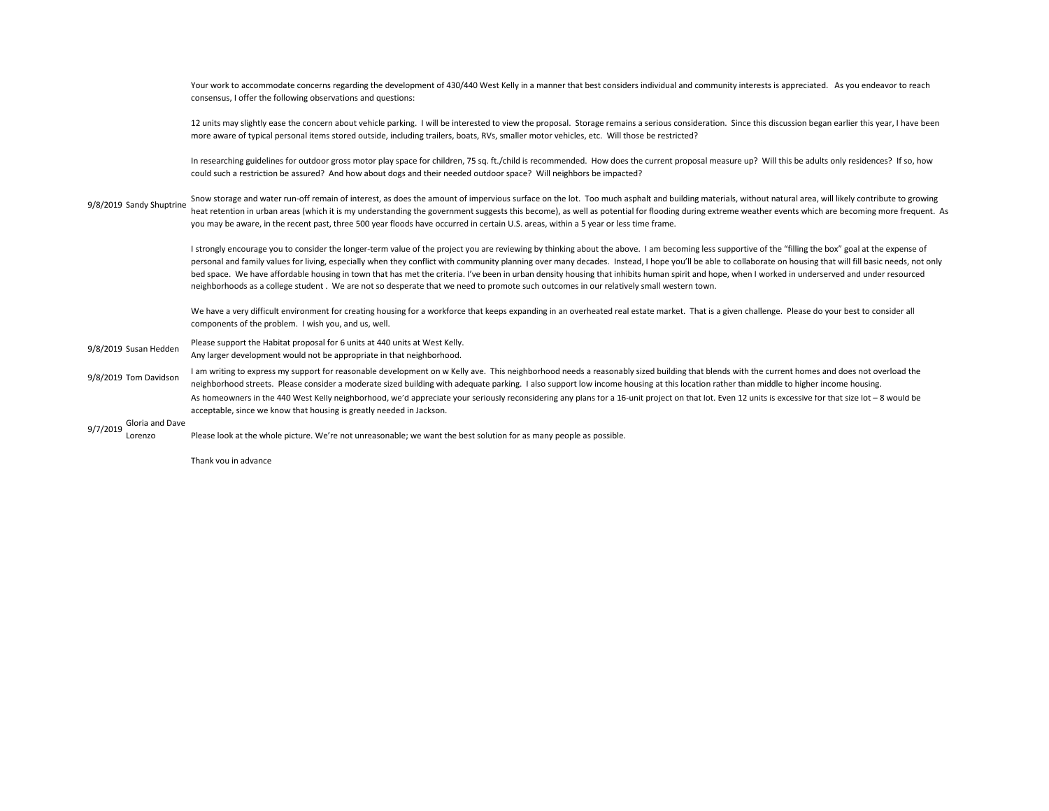| | | |
|---|---|---|
| 9/8/2019 | Sandy Shuptrine | Your work to accommodate concerns regarding the development of 430/440 West Kelly in a manner that best considers individual and community interests is appreciated. As you endeavor to reach consensus, I offer the following observations and questions:<br><br>12 units may slightly ease the concern about vehicle parking. I will be interested to view the proposal. Storage remains a serious consideration. Since this discussion began earlier this year, I have been more aware of typical personal items stored outside, including trailers, boats, RVs, smaller motor vehicles, etc. Will those be restricted?<br><br>In researching guidelines for outdoor gross motor play space for children, 75 sq. ft./child is recommended. How does the current proposal measure up? Will this be adults only residences? If so, how could such a restriction be assured? And how about dogs and their needed outdoor space? Will neighbors be impacted?<br><br>Snow storage and water run-off remain of interest, as does the amount of impervious surface on the lot. Too much asphalt and building materials, without natural area, will likely contribute to growing heat retention in urban areas (which it is my understanding the government suggests this become), as well as potential for flooding during extreme weather events which are becoming more frequent. As you may be aware, in the recent past, three 500 year floods have occurred in certain U.S. areas, within a 5 year or less time frame.<br><br>I strongly encourage you to consider the longer-term value of the project you are reviewing by thinking about the above. I am becoming less supportive of the "filling the box" goal at the expense of personal and family values for living, especially when they conflict with community planning over many decades. Instead, I hope you'll be able to collaborate on housing that will fill basic needs, not only bed space. We have affordable housing in town that has met the criteria. I've been in urban density housing that inhibits human spirit and hope, when I worked in underserved and under resourced neighborhoods as a college student . We are not so desperate that we need to promote such outcomes in our relatively small western town.<br><br>We have a very difficult environment for creating housing for a workforce that keeps expanding in an overheated real estate market. That is a given challenge. Please do your best to consider all components of the problem. I wish you, and us, well. |
| 9/8/2019 | Susan Hedden | Please support the Habitat proposal for 6 units at 440 units at West Kelly.<br>Any larger development would not be appropriate in that neighborhood. |
| 9/8/2019 | Tom Davidson | I am writing to express my support for reasonable development on w Kelly ave. This neighborhood needs a reasonably sized building that blends with the current homes and does not overload the neighborhood streets. Please consider a moderate sized building with adequate parking. I also support low income housing at this location rather than middle to higher income housing. |
| 9/7/2019 | Gloria and Dave Lorenzo | As homeowners in the 440 West Kelly neighborhood, we'd appreciate your seriously reconsidering any plans for a 16-unit project on that lot. Even 12 units is excessive for that size lot – 8 would be acceptable, since we know that housing is greatly needed in Jackson.<br><br>Please look at the whole picture. We're not unreasonable; we want the best solution for as many people as possible.<br><br>Thank you in advance |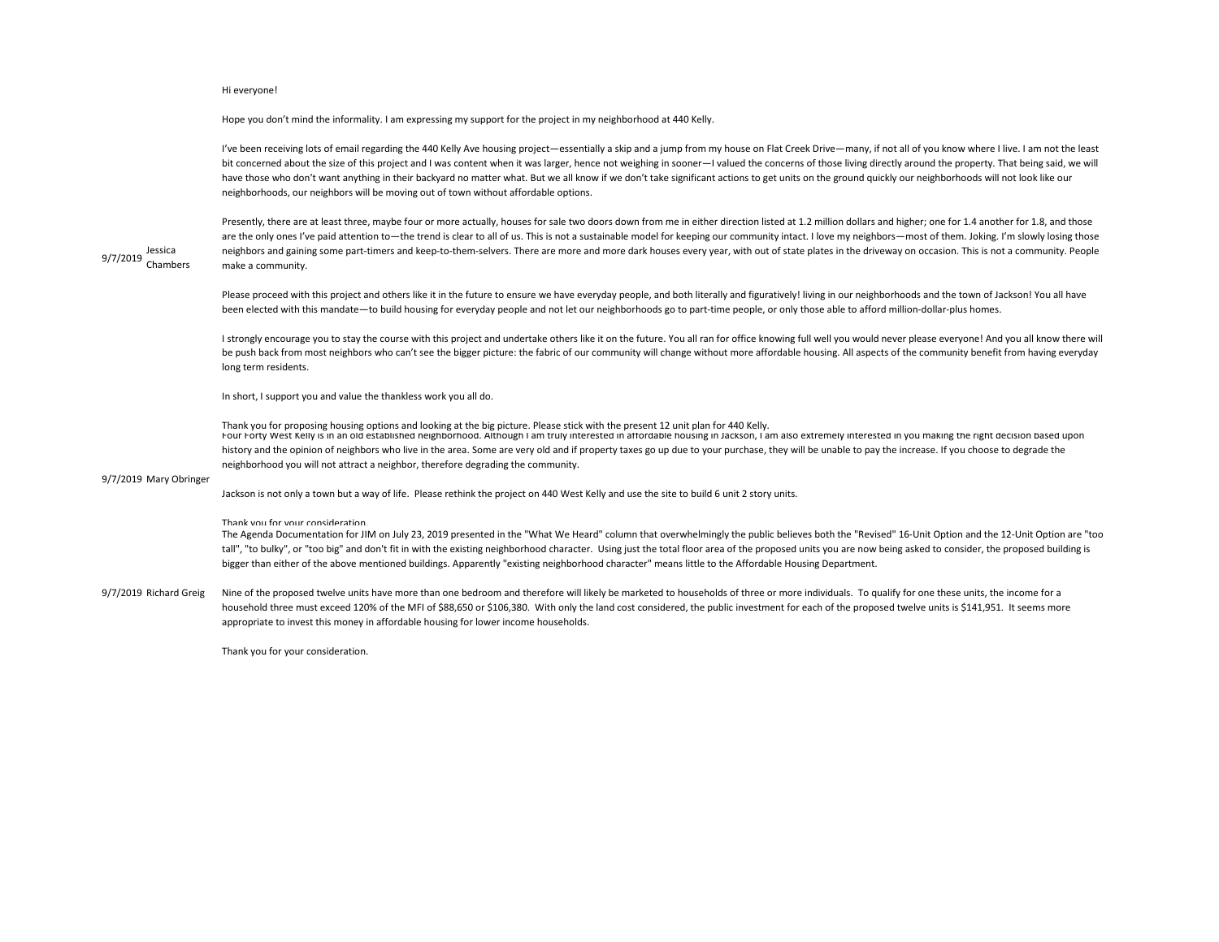| | | |
|---|---|---|
| 9/7/2019 | Jessica Chambers | Hi everyone!<br><br>Hope you don't mind the informality. I am expressing my support for the project in my neighborhood at 440 Kelly.<br><br>I've been receiving lots of email regarding the 440 Kelly Ave housing project—essentially a skip and a jump from my house on Flat Creek Drive—many, if not all of you know where I live. I am not the least bit concerned about the size of this project and I was content when it was larger, hence not weighing in sooner—I valued the concerns of those living directly around the property. That being said, we will have those who don't want anything in their backyard no matter what. But we all know if we don't take significant actions to get units on the ground quickly our neighborhoods will not look like our neighborhoods, our neighbors will be moving out of town without affordable options.<br><br>Presently, there are at least three, maybe four or more actually, houses for sale two doors down from me in either direction listed at 1.2 million dollars and higher; one for 1.4 another for 1.8, and those are the only ones I've paid attention to—the trend is clear to all of us. This is not a sustainable model for keeping our community intact. I love my neighbors—most of them. Joking. I'm slowly losing those neighbors and gaining some part-timers and keep-to-them-selvers. There are more and more dark houses every year, with out of state plates in the driveway on occasion. This is not a community. People make a community.<br><br>Please proceed with this project and others like it in the future to ensure we have everyday people, and both literally and figuratively! living in our neighborhoods and the town of Jackson! You all have been elected with this mandate—to build housing for everyday people and not let our neighborhoods go to part-time people, or only those able to afford million-dollar-plus homes.<br><br>I strongly encourage you to stay the course with this project and undertake others like it on the future. You all ran for office knowing full well you would never please everyone! And you all know there will be push back from most neighbors who can't see the bigger picture: the fabric of our community will change without more affordable housing. All aspects of the community benefit from having everyday long term residents.<br><br>In short, I support you and value the thankless work you all do.<br><br>Thank you for proposing housing options and looking at the big picture. Please stick with the present 12 unit plan for 440 Kelly. |
| 9/7/2019 | Mary Obringer | Four Forty West Kelly is in an old established neighborhood. Although I am truly interested in affordable housing in Jackson, I am also extremely interested in you making the right decision based upon history and the opinion of neighbors who live in the area. Some are very old and if property taxes go up due to your purchase, they will be unable to pay the increase. If you choose to degrade the neighborhood you will not attract a neighbor, therefore degrading the community.<br><br>Jackson is not only a town but a way of life. Please rethink the project on 440 West Kelly and use the site to build 6 unit 2 story units.<br><br>Thank you for your consideration. |
| 9/7/2019 | Richard Greig | The Agenda Documentation for JIM on July 23, 2019 presented in the "What We Heard" column that overwhelmingly the public believes both the "Revised" 16-Unit Option and the 12-Unit Option are "too tall", "to bulky", or "too big" and don't fit in with the existing neighborhood character. Using just the total floor area of the proposed units you are now being asked to consider, the proposed building is bigger than either of the above mentioned buildings. Apparently "existing neighborhood character" means little to the Affordable Housing Department.<br><br>Nine of the proposed twelve units have more than one bedroom and therefore will likely be marketed to households of three or more individuals. To qualify for one these units, the income for a household three must exceed 120% of the MFI of $88,650 or $106,380. With only the land cost considered, the public investment for each of the proposed twelve units is $141,951. It seems more appropriate to invest this money in affordable housing for lower income households.<br><br>Thank you for your consideration. |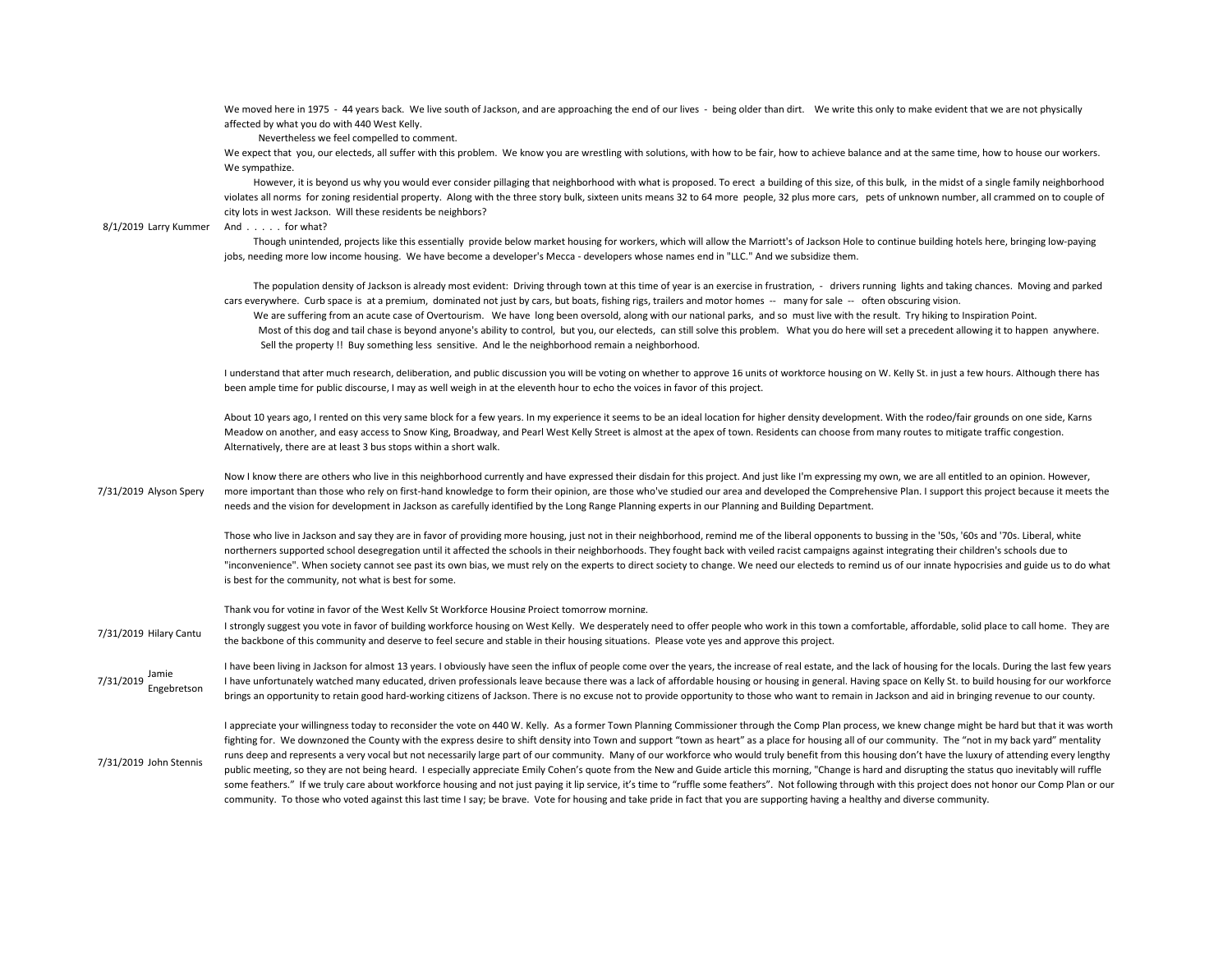| Date | Name | Comment |
| --- | --- | --- |
| 8/1/2019 | Larry Kummer | We moved here in 1975 - 44 years back. We live south of Jackson, and are approaching the end of our lives - being older than dirt. We write this only to make evident that we are not physically affected by what you do with 440 West Kelly.<br>Nevertheless we feel compelled to comment.<br>We expect that you, our electeds, all suffer with this problem. We know you are wrestling with solutions, with how to be fair, how to achieve balance and at the same time, how to house our workers. We sympathize.<br>However, it is beyond us why you would ever consider pillaging that neighborhood with what is proposed. To erect a building of this size, of this bulk, in the midst of a single family neighborhood violates all norms for zoning residential property. Along with the three story bulk, sixteen units means 32 to 64 more people, 32 plus more cars, pets of unknown number, all crammed on to couple of city lots in west Jackson. Will these residents be neighbors?<br>And . . . . . for what?<br>Though unintended, projects like this essentially provide below market housing for workers, which will allow the Marriott's of Jackson Hole to continue building hotels here, bringing low-paying jobs, needing more low income housing. We have become a developer's Mecca - developers whose names end in "LLC." And we subsidize them.<br><br>The population density of Jackson is already most evident: Driving through town at this time of year is an exercise in frustration, - drivers running lights and taking chances. Moving and parked cars everywhere. Curb space is at a premium, dominated not just by cars, but boats, fishing rigs, trailers and motor homes -- many for sale -- often obscuring vision.<br>We are suffering from an acute case of Overtourism. We have long been oversold, along with our national parks, and so must live with the result. Try hiking to Inspiration Point.<br>Most of this dog and tail chase is beyond anyone's ability to control, but you, our electeds, can still solve this problem. What you do here will set a precedent allowing it to happen anywhere.<br>Sell the property !! Buy something less sensitive. And le the neighborhood remain a neighborhood. |
| 7/31/2019 | Alyson Spery | I understand that after much research, deliberation, and public discussion you will be voting on whether to approve 16 units of workforce housing on W. Kelly St. in just a few hours. Although there has been ample time for public discourse, I may as well weigh in at the eleventh hour to echo the voices in favor of this project.<br><br>About 10 years ago, I rented on this very same block for a few years. In my experience it seems to be an ideal location for higher density development. With the rodeo/fair grounds on one side, Karns Meadow on another, and easy access to Snow King, Broadway, and Pearl West Kelly Street is almost at the apex of town. Residents can choose from many routes to mitigate traffic congestion. Alternatively, there are at least 3 bus stops within a short walk.<br><br>Now I know there are others who live in this neighborhood currently and have expressed their disdain for this project. And just like I'm expressing my own, we are all entitled to an opinion. However, more important than those who rely on first-hand knowledge to form their opinion, are those who've studied our area and developed the Comprehensive Plan. I support this project because it meets the needs and the vision for development in Jackson as carefully identified by the Long Range Planning experts in our Planning and Building Department.<br><br>Those who live in Jackson and say they are in favor of providing more housing, just not in their neighborhood, remind me of the liberal opponents to bussing in the '50s, '60s and '70s. Liberal, white northerners supported school desegregation until it affected the schools in their neighborhoods. They fought back with veiled racist campaigns against integrating their children's schools due to "inconvenience". When society cannot see past its own bias, we must rely on the experts to direct society to change. We need our electeds to remind us of our innate hypocrisies and guide us to do what is best for the community, not what is best for some.<br><br>Thank you for voting in favor of the West Kelly St Workforce Housing Project tomorrow morning. |
| 7/31/2019 | Hilary Cantu | I strongly suggest you vote in favor of building workforce housing on West Kelly. We desperately need to offer people who work in this town a comfortable, affordable, solid place to call home. They are the backbone of this community and deserve to feel secure and stable in their housing situations. Please vote yes and approve this project. |
| 7/31/2019 | Jamie Engebretson | I have been living in Jackson for almost 13 years. I obviously have seen the influx of people come over the years, the increase of real estate, and the lack of housing for the locals. During the last few years I have unfortunately watched many educated, driven professionals leave because there was a lack of affordable housing or housing in general. Having space on Kelly St. to build housing for our workforce brings an opportunity to retain good hard-working citizens of Jackson. There is no excuse not to provide opportunity to those who want to remain in Jackson and aid in bringing revenue to our county. |
| 7/31/2019 | John Stennis | I appreciate your willingness today to reconsider the vote on 440 W. Kelly. As a former Town Planning Commissioner through the Comp Plan process, we knew change might be hard but that it was worth fighting for. We downzoned the County with the express desire to shift density into Town and support "town as heart" as a place for housing all of our community. The "not in my back yard" mentality runs deep and represents a very vocal but not necessarily large part of our community. Many of our workforce who would truly benefit from this housing don't have the luxury of attending every lengthy public meeting, so they are not being heard. I especially appreciate Emily Cohen's quote from the New and Guide article this morning, "Change is hard and disrupting the status quo inevitably will ruffle some feathers." If we truly care about workforce housing and not just paying it lip service, it's time to "ruffle some feathers". Not following through with this project does not honor our Comp Plan or our community. To those who voted against this last time I say; be brave. Vote for housing and take pride in fact that you are supporting having a healthy and diverse community. |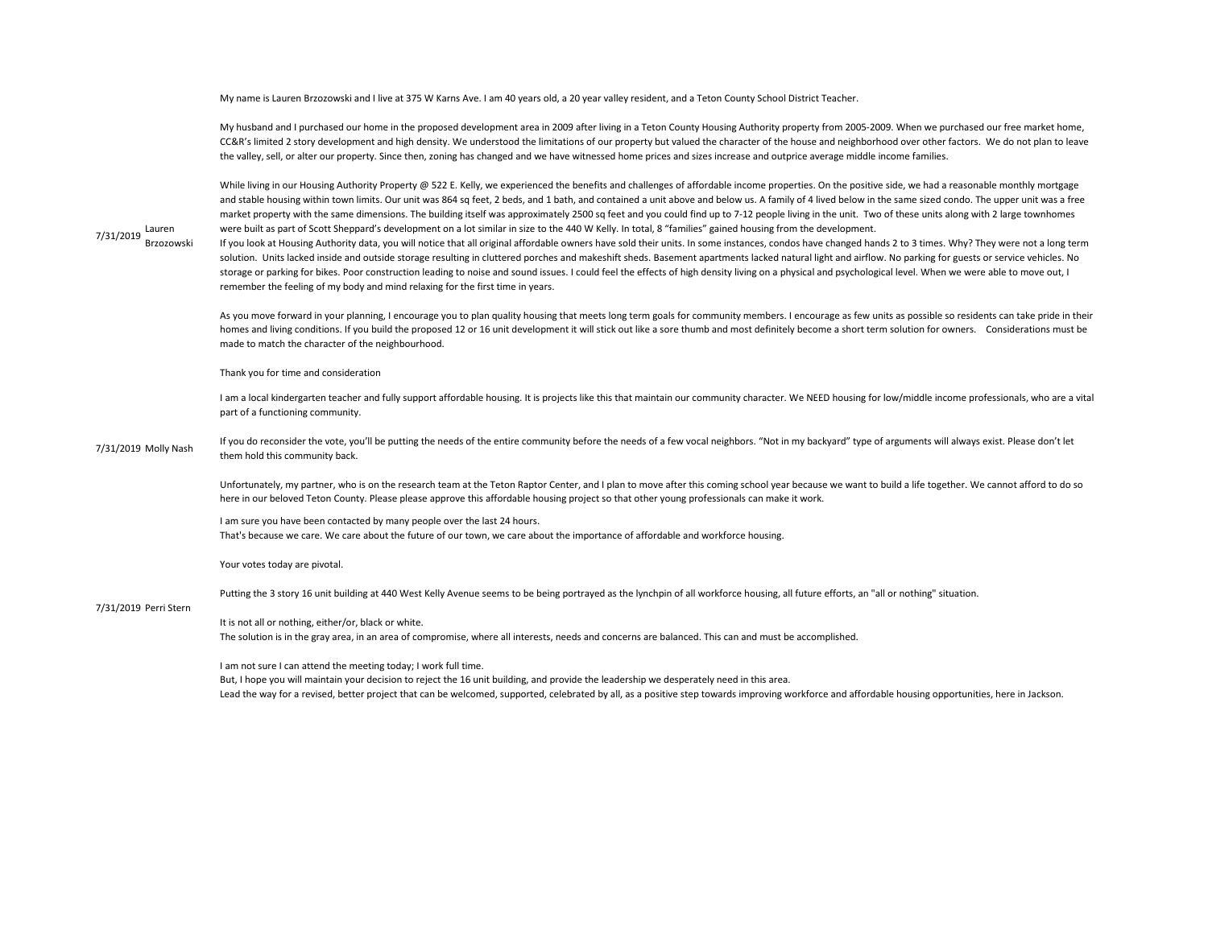| | | |
|---|---|---|
| 7/31/2019 | Lauren Brzozowski | My name is Lauren Brzozowski and I live at 375 W Karns Ave. I am 40 years old, a 20 year valley resident, and a Teton County School District Teacher.<br><br>My husband and I purchased our home in the proposed development area in 2009 after living in a Teton County Housing Authority property from 2005-2009. When we purchased our free market home, CC&R's limited 2 story development and high density. We understood the limitations of our property but valued the character of the house and neighborhood over other factors. We do not plan to leave the valley, sell, or alter our property. Since then, zoning has changed and we have witnessed home prices and sizes increase and outprice average middle income families.<br><br>While living in our Housing Authority Property @ 522 E. Kelly, we experienced the benefits and challenges of affordable income properties. On the positive side, we had a reasonable monthly mortgage and stable housing within town limits. Our unit was 864 sq feet, 2 beds, and 1 bath, and contained a unit above and below us. A family of 4 lived below in the same sized condo. The upper unit was a free market property with the same dimensions. The building itself was approximately 2500 sq feet and you could find up to 7-12 people living in the unit. Two of these units along with 2 large townhomes were built as part of Scott Sheppard's development on a lot similar in size to the 440 W Kelly. In total, 8 "families" gained housing from the development.<br>If you look at Housing Authority data, you will notice that all original affordable owners have sold their units. In some instances, condos have changed hands 2 to 3 times. Why? They were not a long term solution. Units lacked inside and outside storage resulting in cluttered porches and makeshift sheds. Basement apartments lacked natural light and airflow. No parking for guests or service vehicles. No storage or parking for bikes. Poor construction leading to noise and sound issues. I could feel the effects of high density living on a physical and psychological level. When we were able to move out, I remember the feeling of my body and mind relaxing for the first time in years.<br><br>As you move forward in your planning, I encourage you to plan quality housing that meets long term goals for community members. I encourage as few units as possible so residents can take pride in their homes and living conditions. If you build the proposed 12 or 16 unit development it will stick out like a sore thumb and most definitely become a short term solution for owners. Considerations must be made to match the character of the neighbourhood.<br><br>Thank you for time and consideration |
| 7/31/2019 | Molly Nash | I am a local kindergarten teacher and fully support affordable housing. It is projects like this that maintain our community character. We NEED housing for low/middle income professionals, who are a vital part of a functioning community.<br><br>If you do reconsider the vote, you'll be putting the needs of the entire community before the needs of a few vocal neighbors. "Not in my backyard" type of arguments will always exist. Please don't let them hold this community back.<br><br>Unfortunately, my partner, who is on the research team at the Teton Raptor Center, and I plan to move after this coming school year because we want to build a life together. We cannot afford to do so here in our beloved Teton County. Please please approve this affordable housing project so that other young professionals can make it work. |
| 7/31/2019 | Perri Stern | I am sure you have been contacted by many people over the last 24 hours.<br>That's because we care. We care about the future of our town, we care about the importance of affordable and workforce housing.<br><br>Your votes today are pivotal.<br><br>Putting the 3 story 16 unit building at 440 West Kelly Avenue seems to be being portrayed as the lynchpin of all workforce housing, all future efforts, an "all or nothing" situation.<br><br>It is not all or nothing, either/or, black or white.<br>The solution is in the gray area, in an area of compromise, where all interests, needs and concerns are balanced. This can and must be accomplished.<br><br>I am not sure I can attend the meeting today; I work full time.<br>But, I hope you will maintain your decision to reject the 16 unit building, and provide the leadership we desperately need in this area.<br>Lead the way for a revised, better project that can be welcomed, supported, celebrated by all, as a positive step towards improving workforce and affordable housing opportunities, here in Jackson. |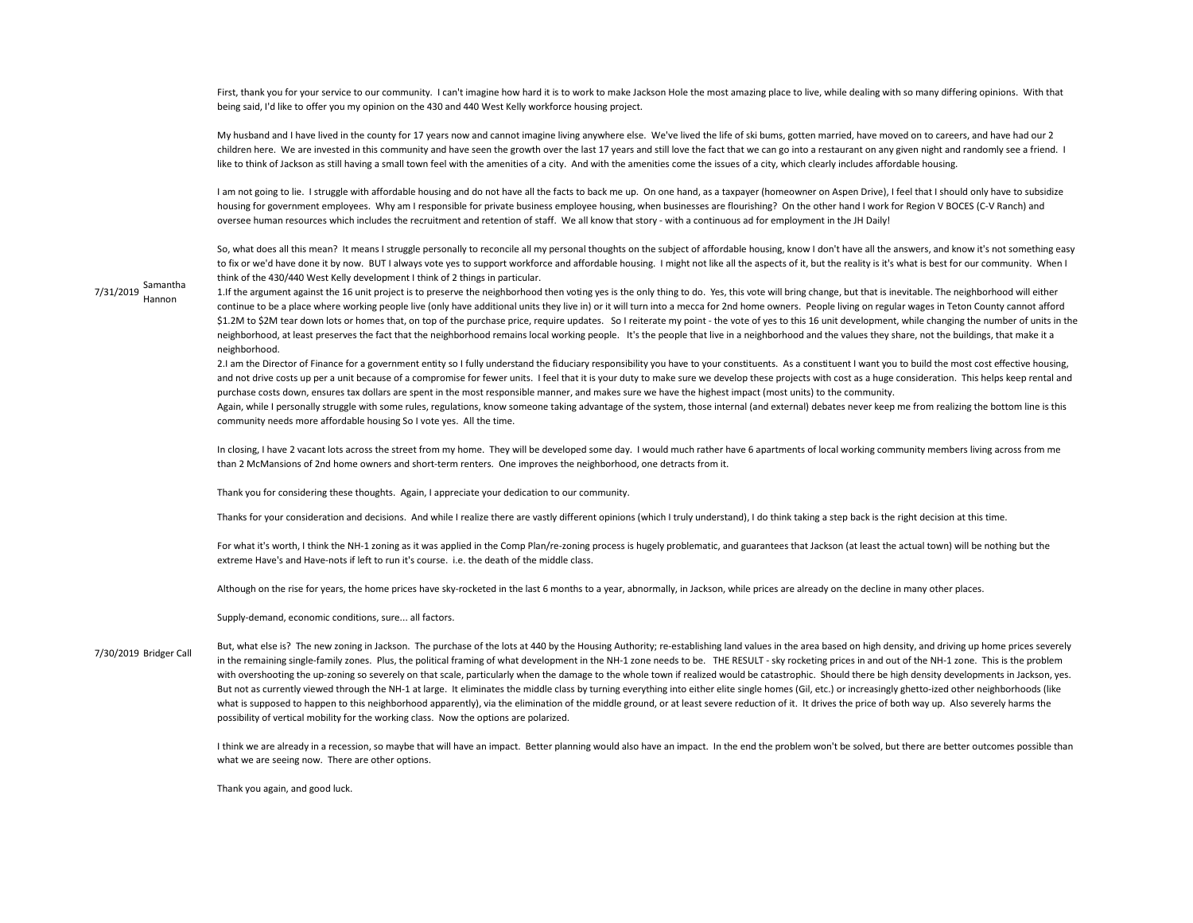| | | |
|---|---|---|
| 7/31/2019 | Samantha Hannon | First, thank you for your service to our community. I can't imagine how hard it is to work to make Jackson Hole the most amazing place to live, while dealing with so many differing opinions. With that being said, I'd like to offer you my opinion on the 430 and 440 West Kelly workforce housing project.<br><br>My husband and I have lived in the county for 17 years now and cannot imagine living anywhere else. We've lived the life of ski bums, gotten married, have moved on to careers, and have had our 2 children here. We are invested in this community and have seen the growth over the last 17 years and still love the fact that we can go into a restaurant on any given night and randomly see a friend. I like to think of Jackson as still having a small town feel with the amenities of a city. And with the amenities come the issues of a city, which clearly includes affordable housing.<br><br>I am not going to lie. I struggle with affordable housing and do not have all the facts to back me up. On one hand, as a taxpayer (homeowner on Aspen Drive), I feel that I should only have to subsidize housing for government employees. Why am I responsible for private business employee housing, when businesses are flourishing? On the other hand I work for Region V BOCES (C-V Ranch) and oversee human resources which includes the recruitment and retention of staff. We all know that story - with a continuous ad for employment in the JH Daily!<br><br>So, what does all this mean? It means I struggle personally to reconcile all my personal thoughts on the subject of affordable housing, know I don't have all the answers, and know it's not something easy to fix or we'd have done it by now. BUT I always vote yes to support workforce and affordable housing. I might not like all the aspects of it, but the reality is it's what is best for our community. When I think of the 430/440 West Kelly development I think of 2 things in particular.<br>1.If the argument against the 16 unit project is to preserve the neighborhood then voting yes is the only thing to do. Yes, this vote will bring change, but that is inevitable. The neighborhood will either continue to be a place where working people live (only have additional units they live in) or it will turn into a mecca for 2nd home owners. People living on regular wages in Teton County cannot afford \$1.2M to \$2M tear down lots or homes that, on top of the purchase price, require updates. So I reiterate my point - the vote of yes to this 16 unit development, while changing the number of units in the neighborhood, at least preserves the fact that the neighborhood remains local working people. It's the people that live in a neighborhood and the values they share, not the buildings, that make it a neighborhood.<br>2.I am the Director of Finance for a government entity so I fully understand the fiduciary responsibility you have to your constituents. As a constituent I want you to build the most cost effective housing, and not drive costs up per a unit because of a compromise for fewer units. I feel that it is your duty to make sure we develop these projects with cost as a huge consideration. This helps keep rental and purchase costs down, ensures tax dollars are spent in the most responsible manner, and makes sure we have the highest impact (most units) to the community.<br>Again, while I personally struggle with some rules, regulations, know someone taking advantage of the system, those internal (and external) debates never keep me from realizing the bottom line is this community needs more affordable housing So I vote yes. All the time.<br><br>In closing, I have 2 vacant lots across the street from my home. They will be developed some day. I would much rather have 6 apartments of local working community members living across from me than 2 McMansions of 2nd home owners and short-term renters. One improves the neighborhood, one detracts from it.<br><br>Thank you for considering these thoughts. Again, I appreciate your dedication to our community. |
| 7/30/2019 | Bridger Call | Thanks for your consideration and decisions. And while I realize there are vastly different opinions (which I truly understand), I do think taking a step back is the right decision at this time.<br><br>For what it's worth, I think the NH-1 zoning as it was applied in the Comp Plan/re-zoning process is hugely problematic, and guarantees that Jackson (at least the actual town) will be nothing but the extreme Have's and Have-nots if left to run it's course. i.e. the death of the middle class.<br><br>Although on the rise for years, the home prices have sky-rocketed in the last 6 months to a year, abnormally, in Jackson, while prices are already on the decline in many other places.<br><br>Supply-demand, economic conditions, sure... all factors.<br><br>But, what else is? The new zoning in Jackson. The purchase of the lots at 440 by the Housing Authority; re-establishing land values in the area based on high density, and driving up home prices severely in the remaining single-family zones. Plus, the political framing of what development in the NH-1 zone needs to be. THE RESULT - sky rocketing prices in and out of the NH-1 zone. This is the problem with overshooting the up-zoning so severely on that scale, particularly when the damage to the whole town if realized would be catastrophic. Should there be high density developments in Jackson, yes. But not as currently viewed through the NH-1 at large. It eliminates the middle class by turning everything into either elite single homes (Gil, etc.) or increasingly ghetto-ized other neighborhoods (like what is supposed to happen to this neighborhood apparently), via the elimination of the middle ground, or at least severe reduction of it. It drives the price of both way up. Also severely harms the possibility of vertical mobility for the working class. Now the options are polarized.<br><br>I think we are already in a recession, so maybe that will have an impact. Better planning would also have an impact. In the end the problem won't be solved, but there are better outcomes possible than what we are seeing now. There are other options.<br><br>Thank you again, and good luck. |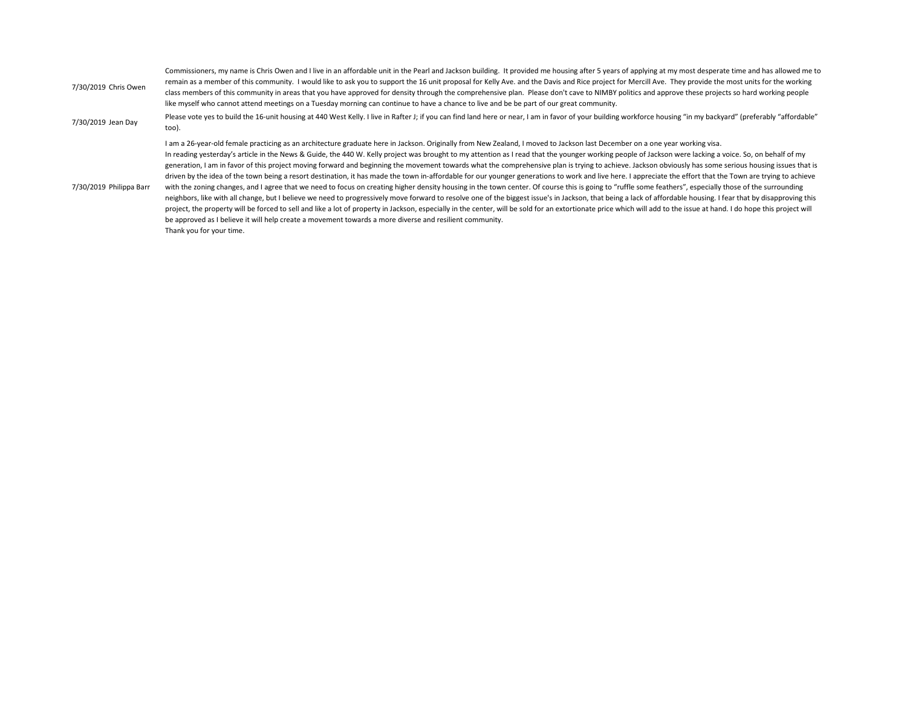| | | |
|---|---|---|
| 7/30/2019 | Chris Owen | Commissioners, my name is Chris Owen and I live in an affordable unit in the Pearl and Jackson building. It provided me housing after 5 years of applying at my most desperate time and has allowed me to remain as a member of this community. I would like to ask you to support the 16 unit proposal for Kelly Ave. and the Davis and Rice project for Mercill Ave. They provide the most units for the working class members of this community in areas that you have approved for density through the comprehensive plan. Please don't cave to NIMBY politics and approve these projects so hard working people like myself who cannot attend meetings on a Tuesday morning can continue to have a chance to live and be be part of our great community. |
| 7/30/2019 | Jean Day | Please vote yes to build the 16-unit housing at 440 West Kelly. I live in Rafter J; if you can find land here or near, I am in favor of your building workforce housing "in my backyard" (preferably "affordable" too). |
| 7/30/2019 | Philippa Barr | I am a 26-year-old female practicing as an architecture graduate here in Jackson. Originally from New Zealand, I moved to Jackson last December on a one year working visa.<br>In reading yesterday's article in the News & Guide, the 440 W. Kelly project was brought to my attention as I read that the younger working people of Jackson were lacking a voice. So, on behalf of my generation, I am in favor of this project moving forward and beginning the movement towards what the comprehensive plan is trying to achieve. Jackson obviously has some serious housing issues that is driven by the idea of the town being a resort destination, it has made the town in-affordable for our younger generations to work and live here. I appreciate the effort that the Town are trying to achieve with the zoning changes, and I agree that we need to focus on creating higher density housing in the town center. Of course this is going to "ruffle some feathers", especially those of the surrounding neighbors, like with all change, but I believe we need to progressively move forward to resolve one of the biggest issue's in Jackson, that being a lack of affordable housing. I fear that by disapproving this project, the property will be forced to sell and like a lot of property in Jackson, especially in the center, will be sold for an extortionate price which will add to the issue at hand. I do hope this project will be approved as I believe it will help create a movement towards a more diverse and resilient community.<br>Thank you for your time. |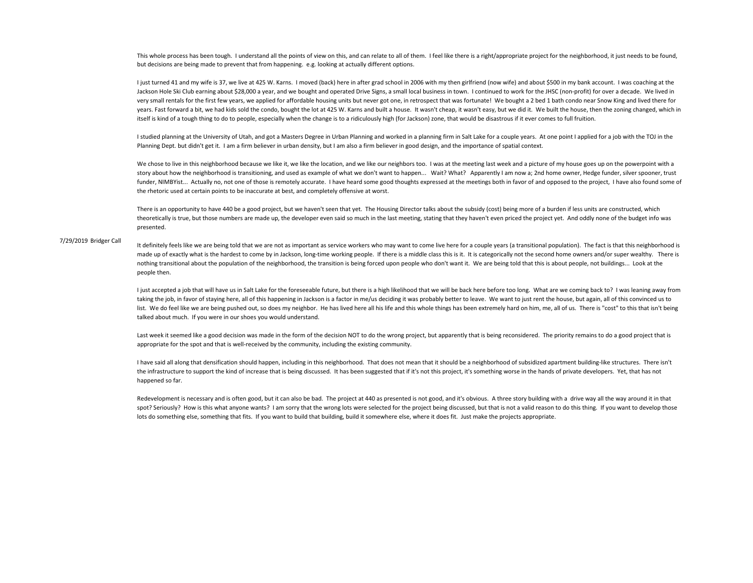7/29/2019 Bridger Call

This whole process has been tough. I understand all the points of view on this, and can relate to all of them. I feel like there is a right/appropriate project for the neighborhood, it just needs to be found, but decisions are being made to prevent that from happening. e.g. looking at actually different options.

I just turned 41 and my wife is 37, we live at 425 W. Karns. I moved (back) here in after grad school in 2006 with my then girlfriend (now wife) and about $500 in my bank account. I was coaching at the Jackson Hole Ski Club earning about $28,000 a year, and we bought and operated Drive Signs, a small local business in town. I continued to work for the JHSC (non-profit) for over a decade. We lived in very small rentals for the first few years, we applied for affordable housing units but never got one, in retrospect that was fortunate! We bought a 2 bed 1 bath condo near Snow King and lived there for years. Fast forward a bit, we had kids sold the condo, bought the lot at 425 W. Karns and built a house. It wasn't cheap, it wasn't easy, but we did it. We built the house, then the zoning changed, which in itself is kind of a tough thing to do to people, especially when the change is to a ridiculously high (for Jackson) zone, that would be disastrous if it ever comes to full fruition.

I studied planning at the University of Utah, and got a Masters Degree in Urban Planning and worked in a planning firm in Salt Lake for a couple years. At one point I applied for a job with the TOJ in the Planning Dept. but didn't get it. I am a firm believer in urban density, but I am also a firm believer in good design, and the importance of spatial context.

We chose to live in this neighborhood because we like it, we like the location, and we like our neighbors too. I was at the meeting last week and a picture of my house goes up on the powerpoint with a story about how the neighborhood is transitioning, and used as example of what we don't want to happen... Wait? What? Apparently I am now a; 2nd home owner, Hedge funder, silver spooner, trust funder, NIMBYist... Actually no, not one of those is remotely accurate. I have heard some good thoughts expressed at the meetings both in favor of and opposed to the project, I have also found some of the rhetoric used at certain points to be inaccurate at best, and completely offensive at worst.

There is an opportunity to have 440 be a good project, but we haven't seen that yet. The Housing Director talks about the subsidy (cost) being more of a burden if less units are constructed, which theoretically is true, but those numbers are made up, the developer even said so much in the last meeting, stating that they haven't even priced the project yet. And oddly none of the budget info was presented.

It definitely feels like we are being told that we are not as important as service workers who may want to come live here for a couple years (a transitional population). The fact is that this neighborhood is made up of exactly what is the hardest to come by in Jackson, long-time working people. If there is a middle class this is it. It is categorically not the second home owners and/or super wealthy. There is nothing transitional about the population of the neighborhood, the transition is being forced upon people who don't want it. We are being told that this is about people, not buildings... Look at the people then.

I just accepted a job that will have us in Salt Lake for the foreseeable future, but there is a high likelihood that we will be back here before too long. What are we coming back to? I was leaning away from taking the job, in favor of staying here, all of this happening in Jackson is a factor in me/us deciding it was probably better to leave. We want to just rent the house, but again, all of this convinced us to list. We do feel like we are being pushed out, so does my neighbor. He has lived here all his life and this whole things has been extremely hard on him, me, all of us. There is "cost" to this that isn't being talked about much. If you were in our shoes you would understand.

Last week it seemed like a good decision was made in the form of the decision NOT to do the wrong project, but apparently that is being reconsidered. The priority remains to do a good project that is appropriate for the spot and that is well-received by the community, including the existing community.

I have said all along that densification should happen, including in this neighborhood. That does not mean that it should be a neighborhood of subsidized apartment building-like structures. There isn't the infrastructure to support the kind of increase that is being discussed. It has been suggested that if it's not this project, it's something worse in the hands of private developers. Yet, that has not happened so far.

Redevelopment is necessary and is often good, but it can also be bad. The project at 440 as presented is not good, and it's obvious. A three story building with a drive way all the way around it in that spot? Seriously? How is this what anyone wants? I am sorry that the wrong lots were selected for the project being discussed, but that is not a valid reason to do this thing. If you want to develop those lots do something else, something that fits. If you want to build that building, build it somewhere else, where it does fit. Just make the projects appropriate.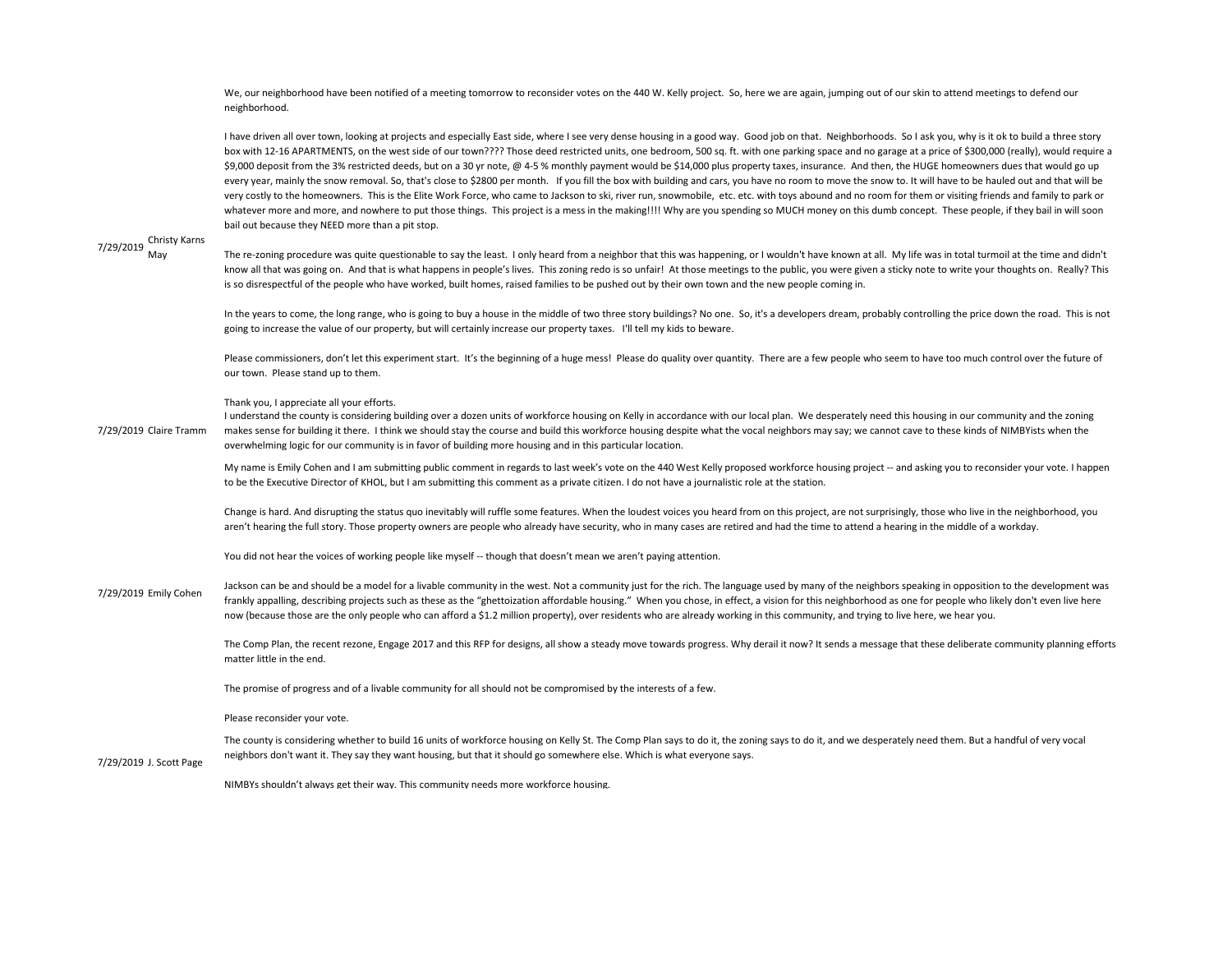| | | |
|---|---|---|
| 7/29/2019 | Christy Karns May | We, our neighborhood have been notified of a meeting tomorrow to reconsider votes on the 440 W. Kelly project. So, here we are again, jumping out of our skin to attend meetings to defend our neighborhood.<br><br>I have driven all over town, looking at projects and especially East side, where I see very dense housing in a good way. Good job on that. Neighborhoods. So I ask you, why is it ok to build a three story box with 12-16 APARTMENTS, on the west side of our town???? Those deed restricted units, one bedroom, 500 sq. ft. with one parking space and no garage at a price of $300,000 (really), would require a $9,000 deposit from the 3% restricted deeds, but on a 30 yr note, @ 4-5 % monthly payment would be $14,000 plus property taxes, insurance. And then, the HUGE homeowners dues that would go up every year, mainly the snow removal. So, that's close to $2800 per month. If you fill the box with building and cars, you have no room to move the snow to. It will have to be hauled out and that will be very costly to the homeowners. This is the Elite Work Force, who came to Jackson to ski, river run, snowmobile, etc. etc. with toys abound and no room for them or visiting friends and family to park or whatever more and more, and nowhere to put those things. This project is a mess in the making!!!! Why are you spending so MUCH money on this dumb concept. These people, if they bail in will soon bail out because they NEED more than a pit stop.<br><br>The re-zoning procedure was quite questionable to say the least. I only heard from a neighbor that this was happening, or I wouldn't have known at all. My life was in total turmoil at the time and didn't know all that was going on. And that is what happens in people's lives. This zoning redo is so unfair! At those meetings to the public, you were given a sticky note to write your thoughts on. Really? This is so disrespectful of the people who have worked, built homes, raised families to be pushed out by their own town and the new people coming in.<br><br>In the years to come, the long range, who is going to buy a house in the middle of two three story buildings? No one. So, it's a developers dream, probably controlling the price down the road. This is not going to increase the value of our property, but will certainly increase our property taxes. I'll tell my kids to beware.<br><br>Please commissioners, don't let this experiment start. It's the beginning of a huge mess! Please do quality over quantity. There are a few people who seem to have too much control over the future of our town. Please stand up to them.<br><br>Thank you, I appreciate all your efforts. |
| 7/29/2019 | Claire Tramm | I understand the county is considering building over a dozen units of workforce housing on Kelly in accordance with our local plan. We desperately need this housing in our community and the zoning makes sense for building it there. I think we should stay the course and build this workforce housing despite what the vocal neighbors may say; we cannot cave to these kinds of NIMBYists when the overwhelming logic for our community is in favor of building more housing and in this particular location. |
| 7/29/2019 | Emily Cohen | My name is Emily Cohen and I am submitting public comment in regards to last week's vote on the 440 West Kelly proposed workforce housing project -- and asking you to reconsider your vote. I happen to be the Executive Director of KHOL, but I am submitting this comment as a private citizen. I do not have a journalistic role at the station.<br><br>Change is hard. And disrupting the status quo inevitably will ruffle some features. When the loudest voices you heard from on this project, are not surprisingly, those who live in the neighborhood, you aren't hearing the full story. Those property owners are people who already have security, who in many cases are retired and had the time to attend a hearing in the middle of a workday.<br><br>You did not hear the voices of working people like myself -- though that doesn't mean we aren't paying attention.<br><br>Jackson can be and should be a model for a livable community in the west. Not a community just for the rich. The language used by many of the neighbors speaking in opposition to the development was frankly appalling, describing projects such as these as the "ghettoization affordable housing." When you chose, in effect, a vision for this neighborhood as one for people who likely don't even live here now (because those are the only people who can afford a $1.2 million property), over residents who are already working in this community, and trying to live here, we hear you.<br><br>The Comp Plan, the recent rezone, Engage 2017 and this RFP for designs, all show a steady move towards progress. Why derail it now? It sends a message that these deliberate community planning efforts matter little in the end.<br><br>The promise of progress and of a livable community for all should not be compromised by the interests of a few.<br><br>Please reconsider your vote. |
| 7/29/2019 | J. Scott Page | The county is considering whether to build 16 units of workforce housing on Kelly St. The Comp Plan says to do it, the zoning says to do it, and we desperately need them. But a handful of very vocal neighbors don't want it. They say they want housing, but that it should go somewhere else. Which is what everyone says.<br><br>NIMBYs shouldn't always get their way. This community needs more workforce housing. |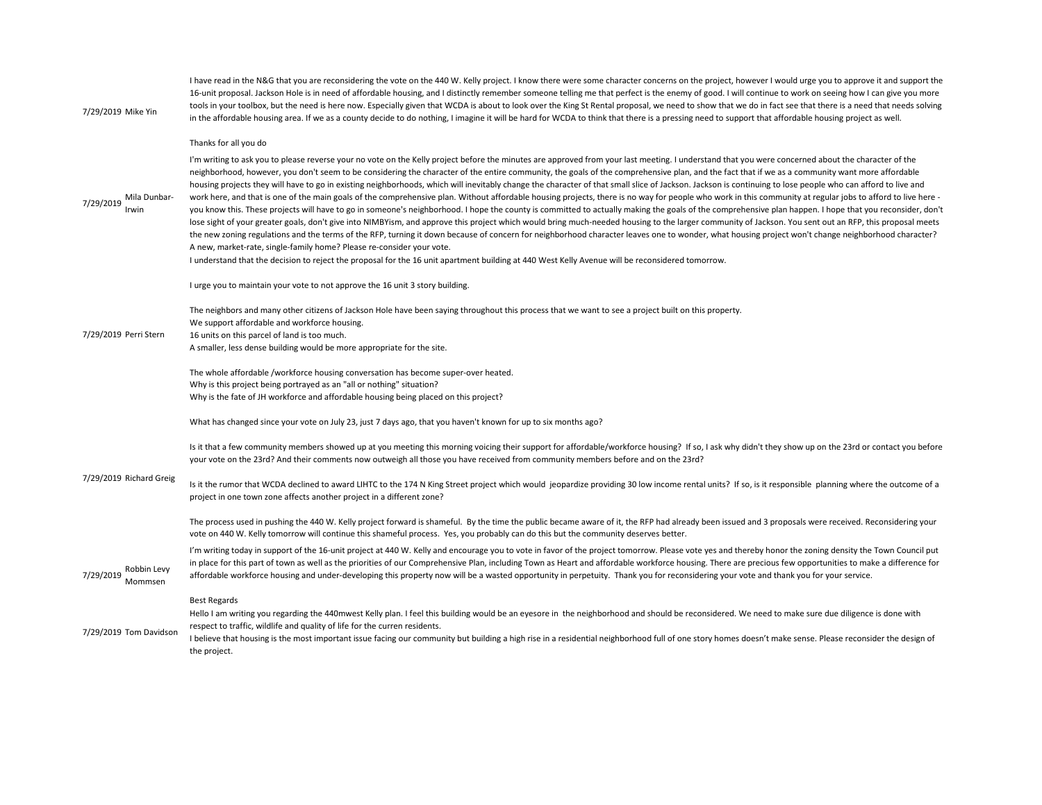| Date | Name | Comment |
|---|---|---|
| 7/29/2019 | Mike Yin | I have read in the N&G that you are reconsidering the vote on the 440 W. Kelly project. I know there were some character concerns on the project, however I would urge you to approve it and support the 16-unit proposal. Jackson Hole is in need of affordable housing, and I distinctly remember someone telling me that perfect is the enemy of good. I will continue to work on seeing how I can give you more tools in your toolbox, but the need is here now. Especially given that WCDA is about to look over the King St Rental proposal, we need to show that we do in fact see that there is a need that needs solving in the affordable housing area. If we as a county decide to do nothing, I imagine it will be hard for WCDA to think that there is a pressing need to support that affordable housing project as well.<br><br>Thanks for all you do |
| 7/29/2019 | Mila Dunbar-Irwin | I'm writing to ask you to please reverse your no vote on the Kelly project before the minutes are approved from your last meeting. I understand that you were concerned about the character of the neighborhood, however, you don't seem to be considering the character of the entire community, the goals of the comprehensive plan, and the fact that if we as a community want more affordable housing projects they will have to go in existing neighborhoods, which will inevitably change the character of that small slice of Jackson. Jackson is continuing to lose people who can afford to live and work here, and that is one of the main goals of the comprehensive plan. Without affordable housing projects, there is no way for people who work in this community at regular jobs to afford to live here - you know this. These projects will have to go in someone's neighborhood. I hope the county is committed to actually making the goals of the comprehensive plan happen. I hope that you reconsider, don't lose sight of your greater goals, don't give into NIMBYism, and approve this project which would bring much-needed housing to the larger community of Jackson. You sent out an RFP, this proposal meets the new zoning regulations and the terms of the RFP, turning it down because of concern for neighborhood character leaves one to wonder, what housing project won't change neighborhood character? A new, market-rate, single-family home? Please re-consider your vote. |
| 7/29/2019 | Perri Stern | I understand that the decision to reject the proposal for the 16 unit apartment building at 440 West Kelly Avenue will be reconsidered tomorrow.<br><br>I urge you to maintain your vote to not approve the 16 unit 3 story building.<br><br>The neighbors and many other citizens of Jackson Hole have been saying throughout this process that we want to see a project built on this property.<br>We support affordable and workforce housing.<br>16 units on this parcel of land is too much.<br>A smaller, less dense building would be more appropriate for the site.<br><br>The whole affordable /workforce housing conversation has become super-over heated.<br>Why is this project being portrayed as an "all or nothing" situation?<br>Why is the fate of JH workforce and affordable housing being placed on this project? |
| 7/29/2019 | Richard Greig | What has changed since your vote on July 23, just 7 days ago, that you haven't known for up to six months ago?<br><br>Is it that a few community members showed up at you meeting this morning voicing their support for affordable/workforce housing? If so, I ask why didn't they show up on the 23rd or contact you before your vote on the 23rd? And their comments now outweigh all those you have received from community members before and on the 23rd?<br><br>Is it the rumor that WCDA declined to award LIHTC to the 174 N King Street project which would jeopardize providing 30 low income rental units? If so, is it responsible planning where the outcome of a project in one town zone affects another project in a different zone?<br><br>The process used in pushing the 440 W. Kelly project forward is shameful. By the time the public became aware of it, the RFP had already been issued and 3 proposals were received. Reconsidering your vote on 440 W. Kelly tomorrow will continue this shameful process. Yes, you probably can do this but the community deserves better. |
| 7/29/2019 | Robbin Levy Mommsen | I'm writing today in support of the 16-unit project at 440 W. Kelly and encourage you to vote in favor of the project tomorrow. Please vote yes and thereby honor the zoning density the Town Council put in place for this part of town as well as the priorities of our Comprehensive Plan, including Town as Heart and affordable workforce housing. There are precious few opportunities to make a difference for affordable workforce housing and under-developing this property now will be a wasted opportunity in perpetuity. Thank you for reconsidering your vote and thank you for your service.<br><br>Best Regards |
| 7/29/2019 | Tom Davidson | Hello I am writing you regarding the 440mwest Kelly plan. I feel this building would be an eyesore in the neighborhood and should be reconsidered. We need to make sure due diligence is done with respect to traffic, wildlife and quality of life for the curren residents.<br>I believe that housing is the most important issue facing our community but building a high rise in a residential neighborhood full of one story homes doesn't make sense. Please reconsider the design of the project. |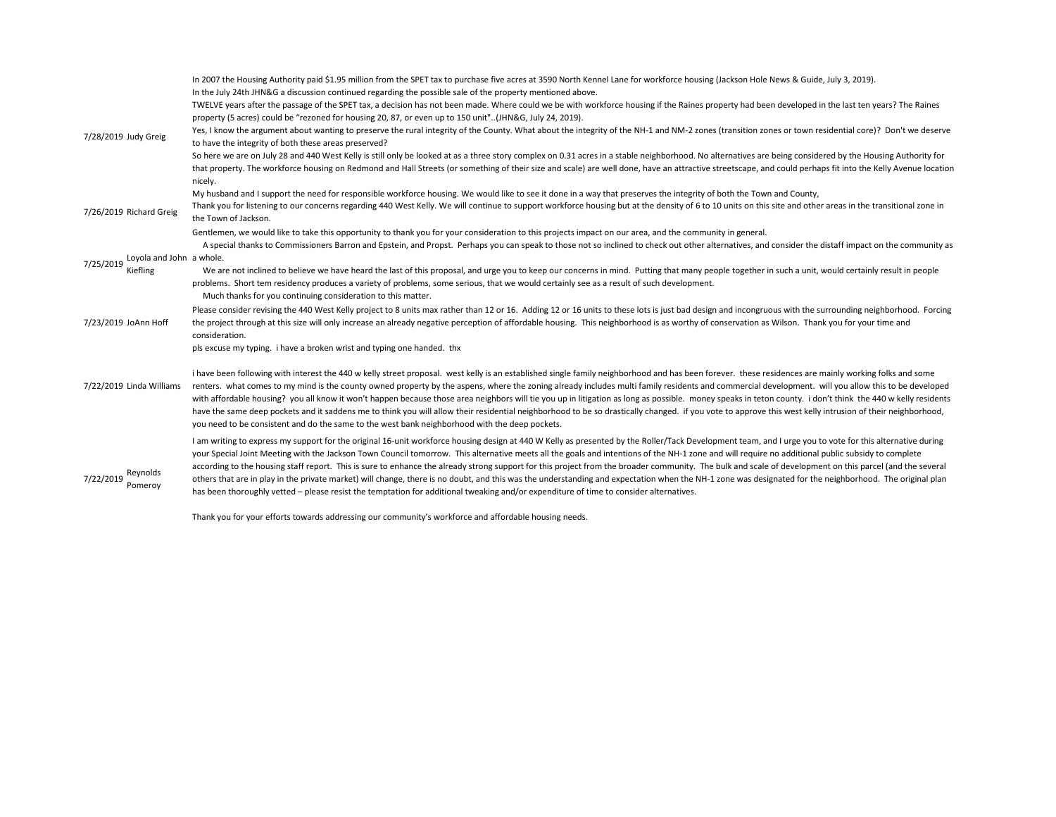| | | |
|---|---|---|
| 7/28/2019 | Judy Greig | In 2007 the Housing Authority paid $1.95 million from the SPET tax to purchase five acres at 3590 North Kennel Lane for workforce housing (Jackson Hole News & Guide, July 3, 2019).<br>In the July 24th JHN&G a discussion continued regarding the possible sale of the property mentioned above.<br>TWELVE years after the passage of the SPET tax, a decision has not been made. Where could we be with workforce housing if the Raines property had been developed in the last ten years? The Raines property (5 acres) could be "rezoned for housing 20, 87, or even up to 150 unit"..(JHN&G, July 24, 2019).<br>Yes, I know the argument about wanting to preserve the rural integrity of the County. What about the integrity of the NH-1 and NM-2 zones (transition zones or town residential core)? Don't we deserve to have the integrity of both these areas preserved?<br>So here we are on July 28 and 440 West Kelly is still only be looked at as a three story complex on 0.31 acres in a stable neighborhood. No alternatives are being considered by the Housing Authority for that property. The workforce housing on Redmond and Hall Streets (or something of their size and scale) are well done, have an attractive streetscape, and could perhaps fit into the Kelly Avenue location nicely.<br>My husband and I support the need for responsible workforce housing. We would like to see it done in a way that preserves the integrity of both the Town and County, |
| 7/26/2019 | Richard Greig | Thank you for listening to our concerns regarding 440 West Kelly. We will continue to support workforce housing but at the density of 6 to 10 units on this site and other areas in the transitional zone in the Town of Jackson. |
| 7/25/2019 | Loyola and John Kiefling | Gentlemen, we would like to take this opportunity to thank you for your consideration to this projects impact on our area, and the community in general.<br>A special thanks to Commissioners Barron and Epstein, and Propst. Perhaps you can speak to those not so inclined to check out other alternatives, and consider the distaff impact on the community as a whole.<br>We are not inclined to believe we have heard the last of this proposal, and urge you to keep our concerns in mind. Putting that many people together in such a unit, would certainly result in people problems. Short tem residency produces a variety of problems, some serious, that we would certainly see as a result of such development.<br>Much thanks for you continuing consideration to this matter. |
| 7/23/2019 | JoAnn Hoff | Please consider revising the 440 West Kelly project to 8 units max rather than 12 or 16. Adding 12 or 16 units to these lots is just bad design and incongruous with the surrounding neighborhood. Forcing the project through at this size will only increase an already negative perception of affordable housing. This neighborhood is as worthy of conservation as Wilson. Thank you for your time and consideration. |
| 7/22/2019 | Linda Williams | pls excuse my typing. i have a broken wrist and typing one handed. thx<br><br>i have been following with interest the 440 w kelly street proposal. west kelly is an established single family neighborhood and has been forever. these residences are mainly working folks and some renters. what comes to my mind is the county owned property by the aspens, where the zoning already includes multi family residents and commercial development. will you allow this to be developed with affordable housing? you all know it won't happen because those area neighbors will tie you up in litigation as long as possible. money speaks in teton county. i don't think the 440 w kelly residents have the same deep pockets and it saddens me to think you will allow their residential neighborhood to be so drastically changed. if you vote to approve this west kelly intrusion of their neighborhood, you need to be consistent and do the same to the west bank neighborhood with the deep pockets. |
| 7/22/2019 | Reynolds Pomeroy | I am writing to express my support for the original 16-unit workforce housing design at 440 W Kelly as presented by the Roller/Tack Development team, and I urge you to vote for this alternative during your Special Joint Meeting with the Jackson Town Council tomorrow. This alternative meets all the goals and intentions of the NH-1 zone and will require no additional public subsidy to complete according to the housing staff report. This is sure to enhance the already strong support for this project from the broader community. The bulk and scale of development on this parcel (and the several others that are in play in the private market) will change, there is no doubt, and this was the understanding and expectation when the NH-1 zone was designated for the neighborhood. The original plan has been thoroughly vetted – please resist the temptation for additional tweaking and/or expenditure of time to consider alternatives.<br><br>Thank you for your efforts towards addressing our community's workforce and affordable housing needs. |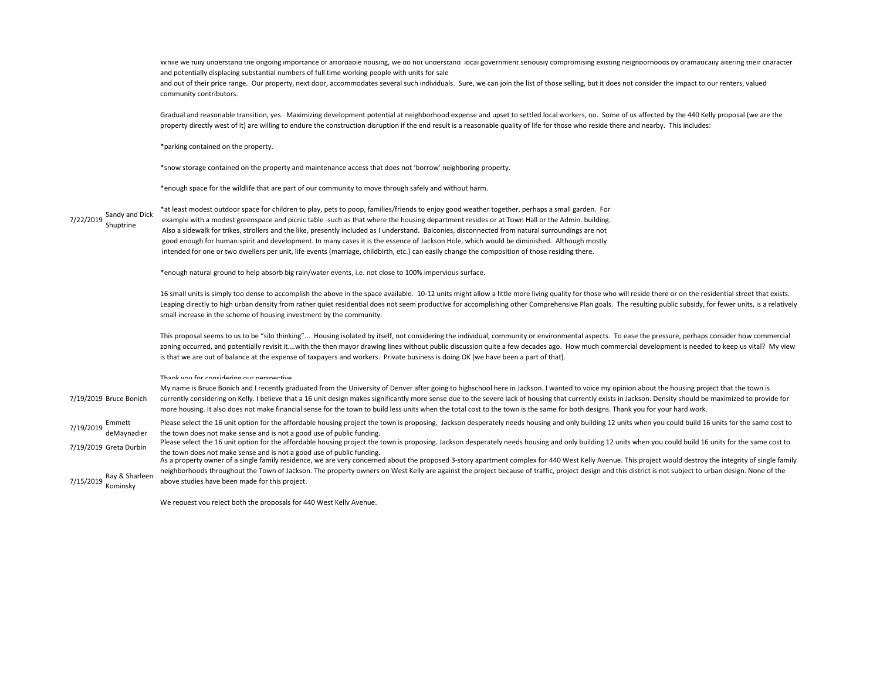| | | |
|---|---|---|
| 7/22/2019 | Sandy and Dick Shuptrine | While we fully understand the ongoing importance of affordable housing, we do not understand local government seriously compromising existing neighborhoods by dramatically altering their character and potentially displacing substantial numbers of full time working people with units for sale<br>and out of their price range. Our property, next door, accommodates several such individuals. Sure, we can join the list of those selling, but it does not consider the impact to our renters, valued community contributors.<br><br>Gradual and reasonable transition, yes. Maximizing development potential at neighborhood expense and upset to settled local workers, no. Some of us affected by the 440 Kelly proposal (we are the property directly west of it) are willing to endure the construction disruption if the end result is a reasonable quality of life for those who reside there and nearby. This includes:<br><br>*parking contained on the property.<br><br>*snow storage contained on the property and maintenance access that does not 'borrow' neighboring property.<br><br>*enough space for the wildlife that are part of our community to move through safely and without harm.<br><br>*at least modest outdoor space for children to play, pets to poop, families/friends to enjoy good weather together, perhaps a small garden. For example with a modest greenspace and picnic table -such as that where the housing department resides or at Town Hall or the Admin. building. Also a sidewalk for trikes, strollers and the like, presently included as I understand. Balconies, disconnected from natural surroundings are not good enough for human spirit and development. In many cases it is the essence of Jackson Hole, which would be diminished. Although mostly intended for one or two dwellers per unit, life events (marriage, childbirth, etc.) can easily change the composition of those residing there.<br><br>*enough natural ground to help absorb big rain/water events, i.e. not close to 100% impervious surface.<br><br>16 small units is simply too dense to accomplish the above in the space available. 10-12 units might allow a little more living quality for those who will reside there or on the residential street that exists. Leaping directly to high urban density from rather quiet residential does not seem productive for accomplishing other Comprehensive Plan goals. The resulting public subsidy, for fewer units, is a relatively small increase in the scheme of housing investment by the community.<br><br>This proposal seems to us to be "silo thinking"... Housing isolated by itself, not considering the individual, community or environmental aspects. To ease the pressure, perhaps consider how commercial zoning occurred, and potentially revisit it....with the then mayor drawing lines without public discussion quite a few decades ago. How much commercial development is needed to keep us vital? My view is that we are out of balance at the expense of taxpayers and workers. Private business is doing OK (we have been a part of that).<br><br>Thank you for considering our perspective. |
| 7/19/2019 | Bruce Bonich | My name is Bruce Bonich and I recently graduated from the University of Denver after going to highschool here in Jackson. I wanted to voice my opinion about the housing project that the town is currently considering on Kelly. I believe that a 16 unit design makes significantly more sense due to the severe lack of housing that currently exists in Jackson. Density should be maximized to provide for more housing. It also does not make financial sense for the town to build less units when the total cost to the town is the same for both designs. Thank you for your hard work. |
| 7/19/2019 | Emmett deMaynadier | Please select the 16 unit option for the affordable housing project the town is proposing. Jackson desperately needs housing and only building 12 units when you could build 16 units for the same cost to the town does not make sense and is not a good use of public funding. |
| 7/19/2019 | Greta Durbin | Please select the 16 unit option for the affordable housing project the town is proposing. Jackson desperately needs housing and only building 12 units when you could build 16 units for the same cost to the town does not make sense and is not a good use of public funding. |
| 7/15/2019 | Ray & Sharleen Kominsky | As a property owner of a single family residence, we are very concerned about the proposed 3-story apartment complex for 440 West Kelly Avenue. This project would destroy the integrity of single family neighborhoods throughout the Town of Jackson. The property owners on West Kelly are against the project because of traffic, project design and this district is not subject to urban design. None of the above studies have been made for this project.<br><br>We request you reject both the proposals for 440 West Kelly Avenue. |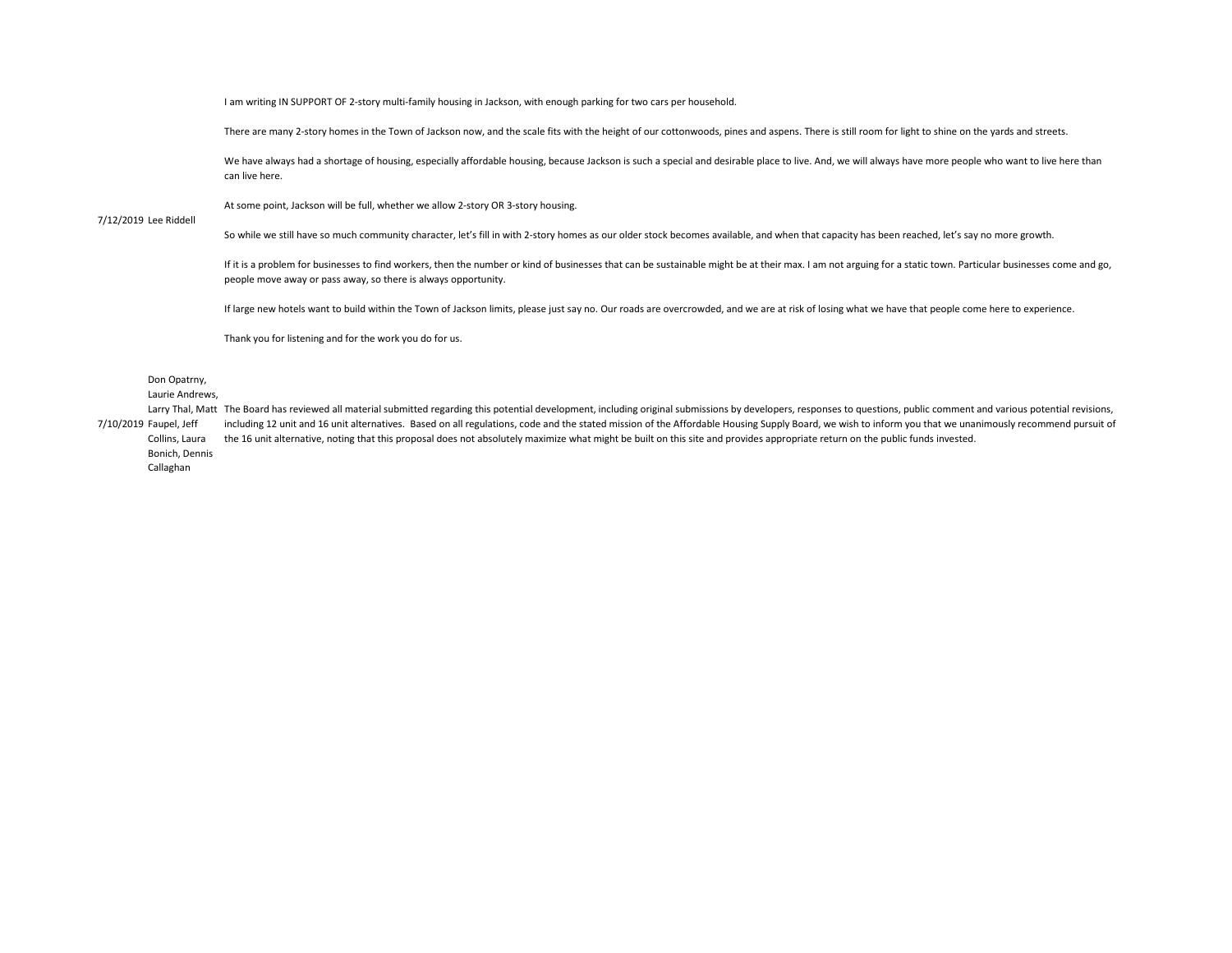| | | |
|---|---|---|
| 7/12/2019 | Lee Riddell | I am writing IN SUPPORT OF 2-story multi-family housing in Jackson, with enough parking for two cars per household.<br><br>There are many 2-story homes in the Town of Jackson now, and the scale fits with the height of our cottonwoods, pines and aspens. There is still room for light to shine on the yards and streets.<br><br>We have always had a shortage of housing, especially affordable housing, because Jackson is such a special and desirable place to live. And, we will always have more people who want to live here than can live here.<br><br>At some point, Jackson will be full, whether we allow 2-story OR 3-story housing.<br><br>So while we still have so much community character, let's fill in with 2-story homes as our older stock becomes available, and when that capacity has been reached, let's say no more growth.<br><br>If it is a problem for businesses to find workers, then the number or kind of businesses that can be sustainable might be at their max. I am not arguing for a static town. Particular businesses come and go, people move away or pass away, so there is always opportunity.<br><br>If large new hotels want to build within the Town of Jackson limits, please just say no. Our roads are overcrowded, and we are at risk of losing what we have that people come here to experience.<br><br>Thank you for listening and for the work you do for us. |
| 7/10/2019 | Don Opatrny, Laurie Andrews, Larry Thal, Matt Faupel, Jeff Collins, Laura Bonich, Dennis Callaghan | The Board has reviewed all material submitted regarding this potential development, including original submissions by developers, responses to questions, public comment and various potential revisions, including 12 unit and 16 unit alternatives. Based on all regulations, code and the stated mission of the Affordable Housing Supply Board, we wish to inform you that we unanimously recommend pursuit of the 16 unit alternative, noting that this proposal does not absolutely maximize what might be built on this site and provides appropriate return on the public funds invested. |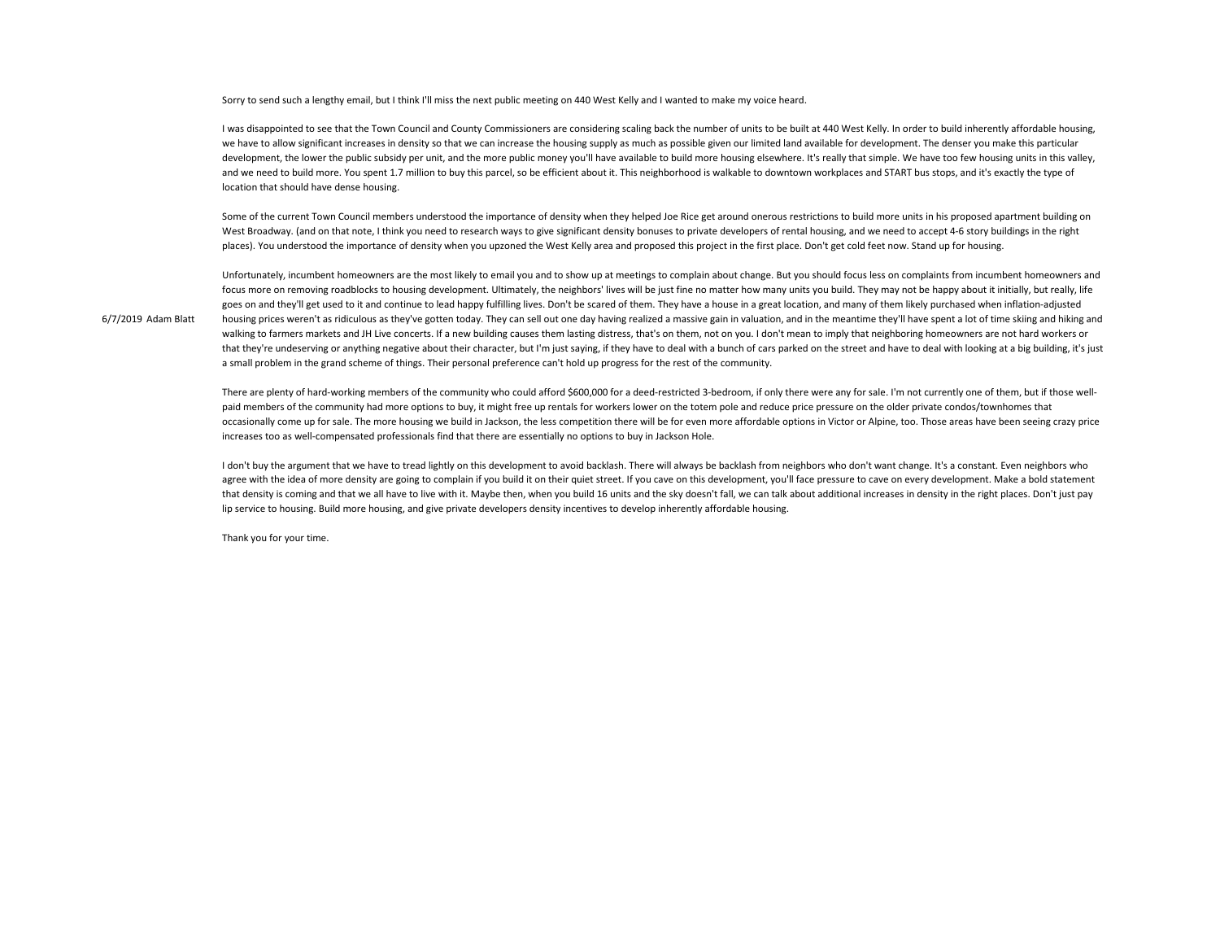6/7/2019 Adam Blatt

Sorry to send such a lengthy email, but I think I'll miss the next public meeting on 440 West Kelly and I wanted to make my voice heard.

I was disappointed to see that the Town Council and County Commissioners are considering scaling back the number of units to be built at 440 West Kelly. In order to build inherently affordable housing, we have to allow significant increases in density so that we can increase the housing supply as much as possible given our limited land available for development. The denser you make this particular development, the lower the public subsidy per unit, and the more public money you'll have available to build more housing elsewhere. It's really that simple. We have too few housing units in this valley, and we need to build more. You spent 1.7 million to buy this parcel, so be efficient about it. This neighborhood is walkable to downtown workplaces and START bus stops, and it's exactly the type of location that should have dense housing.

Some of the current Town Council members understood the importance of density when they helped Joe Rice get around onerous restrictions to build more units in his proposed apartment building on West Broadway. (and on that note, I think you need to research ways to give significant density bonuses to private developers of rental housing, and we need to accept 4-6 story buildings in the right places). You understood the importance of density when you upzoned the West Kelly area and proposed this project in the first place. Don't get cold feet now. Stand up for housing.

Unfortunately, incumbent homeowners are the most likely to email you and to show up at meetings to complain about change. But you should focus less on complaints from incumbent homeowners and focus more on removing roadblocks to housing development. Ultimately, the neighbors' lives will be just fine no matter how many units you build. They may not be happy about it initially, but really, life goes on and they'll get used to it and continue to lead happy fulfilling lives. Don't be scared of them. They have a house in a great location, and many of them likely purchased when inflation-adjusted housing prices weren't as ridiculous as they've gotten today. They can sell out one day having realized a massive gain in valuation, and in the meantime they'll have spent a lot of time skiing and hiking and walking to farmers markets and JH Live concerts. If a new building causes them lasting distress, that's on them, not on you. I don't mean to imply that neighboring homeowners are not hard workers or that they're undeserving or anything negative about their character, but I'm just saying, if they have to deal with a bunch of cars parked on the street and have to deal with looking at a big building, it's just a small problem in the grand scheme of things. Their personal preference can't hold up progress for the rest of the community.

There are plenty of hard-working members of the community who could afford $600,000 for a deed-restricted 3-bedroom, if only there were any for sale. I'm not currently one of them, but if those well-paid members of the community had more options to buy, it might free up rentals for workers lower on the totem pole and reduce price pressure on the older private condos/townhomes that occasionally come up for sale. The more housing we build in Jackson, the less competition there will be for even more affordable options in Victor or Alpine, too. Those areas have been seeing crazy price increases too as well-compensated professionals find that there are essentially no options to buy in Jackson Hole.

I don't buy the argument that we have to tread lightly on this development to avoid backlash. There will always be backlash from neighbors who don't want change. It's a constant. Even neighbors who agree with the idea of more density are going to complain if you build it on their quiet street. If you cave on this development, you'll face pressure to cave on every development. Make a bold statement that density is coming and that we all have to live with it. Maybe then, when you build 16 units and the sky doesn't fall, we can talk about additional increases in density in the right places. Don't just pay lip service to housing. Build more housing, and give private developers density incentives to develop inherently affordable housing.

Thank you for your time.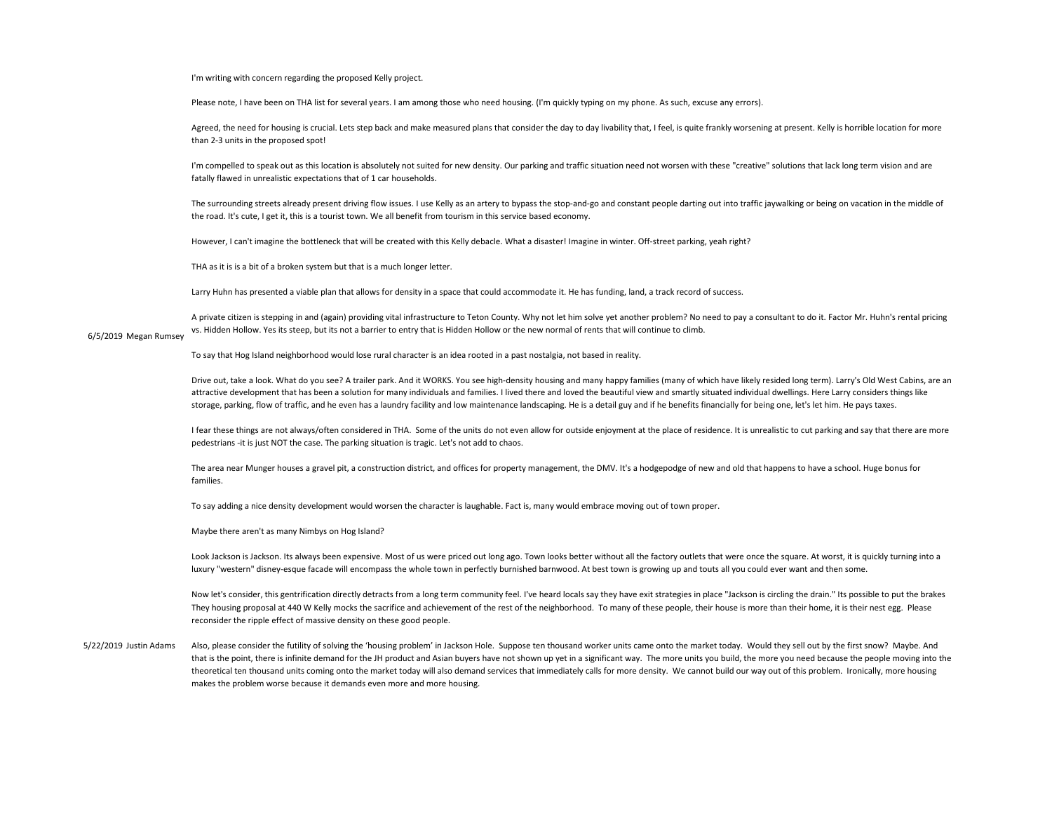| | | |
|---|---|---|
| 6/5/2019 | Megan Rumsey | I'm writing with concern regarding the proposed Kelly project.<br><br>Please note, I have been on THA list for several years. I am among those who need housing. (I'm quickly typing on my phone. As such, excuse any errors).<br><br>Agreed, the need for housing is crucial. Lets step back and make measured plans that consider the day to day livability that, I feel, is quite frankly worsening at present. Kelly is horrible location for more than 2-3 units in the proposed spot!<br><br>I'm compelled to speak out as this location is absolutely not suited for new density. Our parking and traffic situation need not worsen with these "creative" solutions that lack long term vision and are fatally flawed in unrealistic expectations that of 1 car households.<br><br>The surrounding streets already present driving flow issues. I use Kelly as an artery to bypass the stop-and-go and constant people darting out into traffic jaywalking or being on vacation in the middle of the road. It's cute, I get it, this is a tourist town. We all benefit from tourism in this service based economy.<br><br>However, I can't imagine the bottleneck that will be created with this Kelly debacle. What a disaster! Imagine in winter. Off-street parking, yeah right?<br><br>THA as it is is a bit of a broken system but that is a much longer letter.<br><br>Larry Huhn has presented a viable plan that allows for density in a space that could accommodate it. He has funding, land, a track record of success.<br><br>A private citizen is stepping in and (again) providing vital infrastructure to Teton County. Why not let him solve yet another problem? No need to pay a consultant to do it. Factor Mr. Huhn's rental pricing vs. Hidden Hollow. Yes its steep, but its not a barrier to entry that is Hidden Hollow or the new normal of rents that will continue to climb.<br><br>To say that Hog Island neighborhood would lose rural character is an idea rooted in a past nostalgia, not based in reality.<br><br>Drive out, take a look. What do you see? A trailer park. And it WORKS. You see high-density housing and many happy families (many of which have likely resided long term). Larry's Old West Cabins, are an attractive development that has been a solution for many individuals and families. I lived there and loved the beautiful view and smartly situated individual dwellings. Here Larry considers things like storage, parking, flow of traffic, and he even has a laundry facility and low maintenance landscaping. He is a detail guy and if he benefits financially for being one, let's let him. He pays taxes.<br><br>I fear these things are not always/often considered in THA. Some of the units do not even allow for outside enjoyment at the place of residence. It is unrealistic to cut parking and say that there are more pedestrians -it is just NOT the case. The parking situation is tragic. Let's not add to chaos.<br><br>The area near Munger houses a gravel pit, a construction district, and offices for property management, the DMV. It's a hodgepodge of new and old that happens to have a school. Huge bonus for families.<br><br>To say adding a nice density development would worsen the character is laughable. Fact is, many would embrace moving out of town proper.<br><br>Maybe there aren't as many Nimbys on Hog Island?<br><br>Look Jackson is Jackson. Its always been expensive. Most of us were priced out long ago. Town looks better without all the factory outlets that were once the square. At worst, it is quickly turning into a luxury "western" disney-esque facade will encompass the whole town in perfectly burnished barnwood. At best town is growing up and touts all you could ever want and then some.<br><br>Now let's consider, this gentrification directly detracts from a long term community feel. I've heard locals say they have exit strategies in place "Jackson is circling the drain." Its possible to put the brakes They housing proposal at 440 W Kelly mocks the sacrifice and achievement of the rest of the neighborhood. To many of these people, their house is more than their home, it is their nest egg. Please reconsider the ripple effect of massive density on these good people. |
| 5/22/2019 | Justin Adams | Also, please consider the futility of solving the 'housing problem' in Jackson Hole. Suppose ten thousand worker units came onto the market today. Would they sell out by the first snow? Maybe. And that is the point, there is infinite demand for the JH product and Asian buyers have not shown up yet in a significant way. The more units you build, the more you need because the people moving into the theoretical ten thousand units coming onto the market today will also demand services that immediately calls for more density. We cannot build our way out of this problem. Ironically, more housing makes the problem worse because it demands even more and more housing. |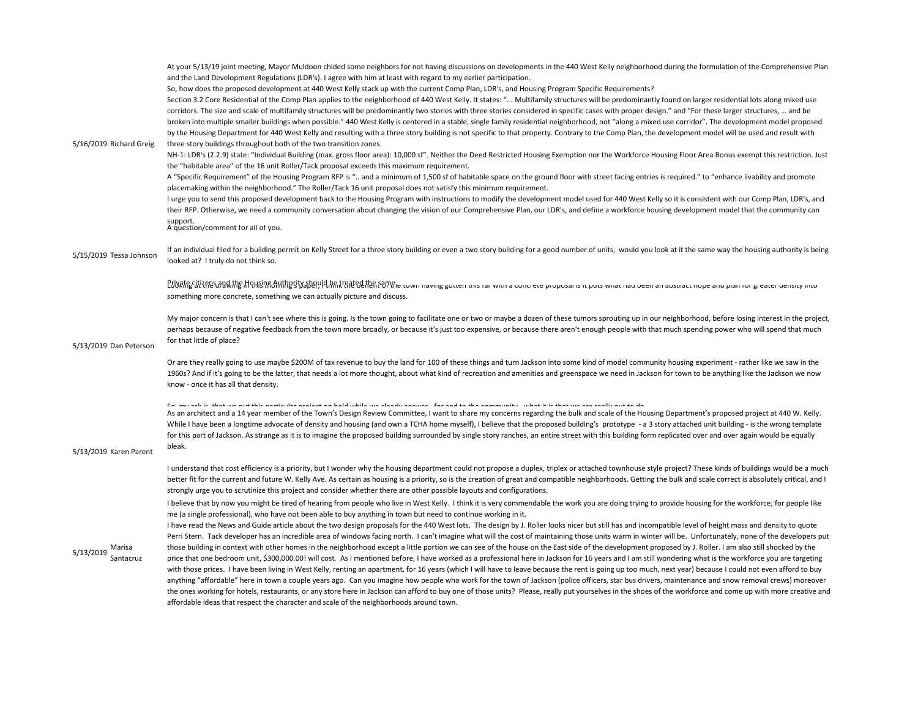| | | |
|---|---|---|
| 5/16/2019 | Richard Greig | At your 5/13/19 joint meeting, Mayor Muldoon chided some neighbors for not having discussions on developments in the 440 West Kelly neighborhood during the formulation of the Comprehensive Plan and the Land Development Regulations (LDR's). I agree with him at least with regard to my earlier participation.<br>So, how does the proposed development at 440 West Kelly stack up with the current Comp Plan, LDR's, and Housing Program Specific Requirements?<br>Section 3.2 Core Residential of the Comp Plan applies to the neighborhood of 440 West Kelly. It states: "... Multifamily structures will be predominantly found on larger residential lots along mixed use corridors. The size and scale of multifamily structures will be predominantly two stories with three stories considered in specific cases with proper design." and "For these larger structures, ... and be broken into multiple smaller buildings when possible." 440 West Kelly is centered in a stable, single family residential neighborhood, not "along a mixed use corridor". The development model proposed by the Housing Department for 440 West Kelly and resulting with a three story building is not specific to that property. Contrary to the Comp Plan, the development model will be used and result with three story buildings throughout both of the two transition zones.<br>NH-1: LDR's (2.2.9) state: "Individual Building (max. gross floor area): 10,000 sf". Neither the Deed Restricted Housing Exemption nor the Workforce Housing Floor Area Bonus exempt this restriction. Just the "habitable area" of the 16 unit Roller/Tack proposal exceeds this maximum requirement.<br>A "Specific Requirement" of the Housing Program RFP is ".. and a minimum of 1,500 sf of habitable space on the ground floor with street facing entries is required." to "enhance livability and promote placemaking within the neighborhood." The Roller/Tack 16 unit proposal does not satisfy this minimum requirement.<br>I urge you to send this proposed development back to the Housing Program with instructions to modify the development model used for 440 West Kelly so it is consistent with our Comp Plan, LDR's, and their RFP. Otherwise, we need a community conversation about changing the vision of our Comprehensive Plan, our LDR's, and define a workforce housing development model that the community can support. |
| 5/15/2019 | Tessa Johnson | A question/comment for all of you.<br><br>If an individual filed for a building permit on Kelly Street for a three story building or even a two story building for a good number of units, would you look at it the same way the housing authority is being looked at? I truly do not think so.<br><br>Private citizens and the Housing Authority should be treated the same. |
| 5/13/2019 | Dan Peterson | Looking at the drawing in this morning's paper, I think the benefit of the town having gotten this far with a concrete proposal is it puts what had been an abstract hope and plan for greater density into something more concrete, something we can actually picture and discuss.<br><br>My major concern is that I can't see where this is going. Is the town going to facilitate one or two or maybe a dozen of these tumors sprouting up in our neighborhood, before losing interest in the project, perhaps because of negative feedback from the town more broadly, or because it's just too expensive, or because there aren't enough people with that much spending power who will spend that much for that little of place?<br><br>Or are they really going to use maybe $200M of tax revenue to buy the land for 100 of these things and turn Jackson into some kind of model community housing experiment - rather like we saw in the 1960s? And if it's going to be the latter, that needs a lot more thought, about what kind of recreation and amenities and greenspace we need in Jackson for town to be anything like the Jackson we now know - once it has all that density.<br><br>So, my ask is, that we put this particular project on hold while we clearly answer - for and to the community - what it is that we are really out to do. |
| 5/13/2019 | Karen Parent | As an architect and a 14 year member of the Town's Design Review Committee, I want to share my concerns regarding the bulk and scale of the Housing Department's proposed project at 440 W. Kelly. While I have been a longtime advocate of density and housing (and own a TCHA home myself), I believe that the proposed building's prototype - a 3 story attached unit building - is the wrong template for this part of Jackson. As strange as it is to imagine the proposed building surrounded by single story ranches, an entire street with this building form replicated over and over again would be equally bleak.<br><br>I understand that cost efficiency is a priority, but I wonder why the housing department could not propose a duplex, triplex or attached townhouse style project? These kinds of buildings would be a much better fit for the current and future W. Kelly Ave. As certain as housing is a priority, so is the creation of great and compatible neighborhoods. Getting the bulk and scale correct is absolutely critical, and I strongly urge you to scrutinize this project and consider whether there are other possible layouts and configurations. |
| 5/13/2019 | Marisa Santacruz | I believe that by now you might be tired of hearing from people who live in West Kelly. I think it is very commendable the work you are doing trying to provide housing for the workforce; for people like me (a single professional), who have not been able to buy anything in town but need to continue working in it.<br>I have read the News and Guide article about the two design proposals for the 440 West lots. The design by J. Roller looks nicer but still has and incompatible level of height mass and density to quote Perri Stern. Tack developer has an incredible area of windows facing north. I can't imagine what will the cost of maintaining those units warm in winter will be. Unfortunately, none of the developers put those building in context with other homes in the neighborhood except a little portion we can see of the house on the East side of the development proposed by J. Roller. I am also still shocked by the price that one bedroom unit, $300,000.00! will cost. As I mentioned before, I have worked as a professional here in Jackson for 16 years and I am still wondering what is the workforce you are targeting with those prices. I have been living in West Kelly, renting an apartment, for 16 years (which I will have to leave because the rent is going up too much, next year) because I could not even afford to buy anything "affordable" here in town a couple years ago. Can you imagine how people who work for the town of Jackson (police officers, star bus drivers, maintenance and snow removal crews) moreover the ones working for hotels, restaurants, or any store here in Jackson can afford to buy one of those units? Please, really put yourselves in the shoes of the workforce and come up with more creative and affordable ideas that respect the character and scale of the neighborhoods around town. |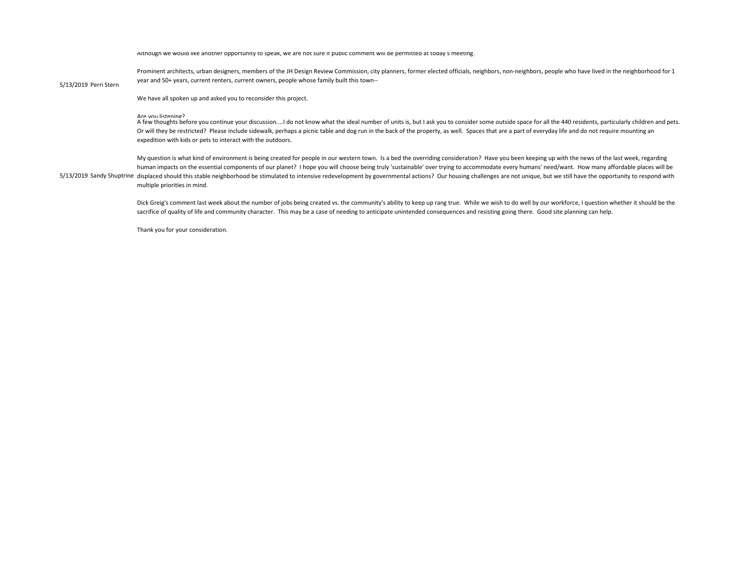| | | |
|---|---|---|
| 5/13/2019 | Perri Stern | Although we would like another opportunity to speak, we are not sure if public comment will be permitted at today's meeting.<br><br>Prominent architects, urban designers, members of the JH Design Review Commission, city planners, former elected officials, neighbors, non-neighbors, people who have lived in the neighborhood for 1 year and 50+ years, current renters, current owners, people whose family built this town--<br><br>We have all spoken up and asked you to reconsider this project.<br><br>Are you listening? |
| 5/13/2019 | Sandy Shuptrine | A few thoughts before you continue your discussion....I do not know what the ideal number of units is, but I ask you to consider some outside space for all the 440 residents, particularly children and pets. Or will they be restricted? Please include sidewalk, perhaps a picnic table and dog run in the back of the property, as well. Spaces that are a part of everyday life and do not require mounting an expedition with kids or pets to interact with the outdoors.<br><br>My question is what kind of environment is being created for people in our western town. Is a bed the overriding consideration? Have you been keeping up with the news of the last week, regarding human impacts on the essential components of our planet? I hope you will choose being truly 'sustainable' over trying to accommodate every humans' need/want. How many affordable places will be displaced should this stable neighborhood be stimulated to intensive redevelopment by governmental actions? Our housing challenges are not unique, but we still have the opportunity to respond with multiple priorities in mind.<br><br>Dick Greig's comment last week about the number of jobs being created vs. the community's ability to keep up rang true. While we wish to do well by our workforce, I question whether it should be the sacrifice of quality of life and community character. This may be a case of needing to anticipate unintended consequences and resisting going there. Good site planning can help.<br><br>Thank you for your consideration. |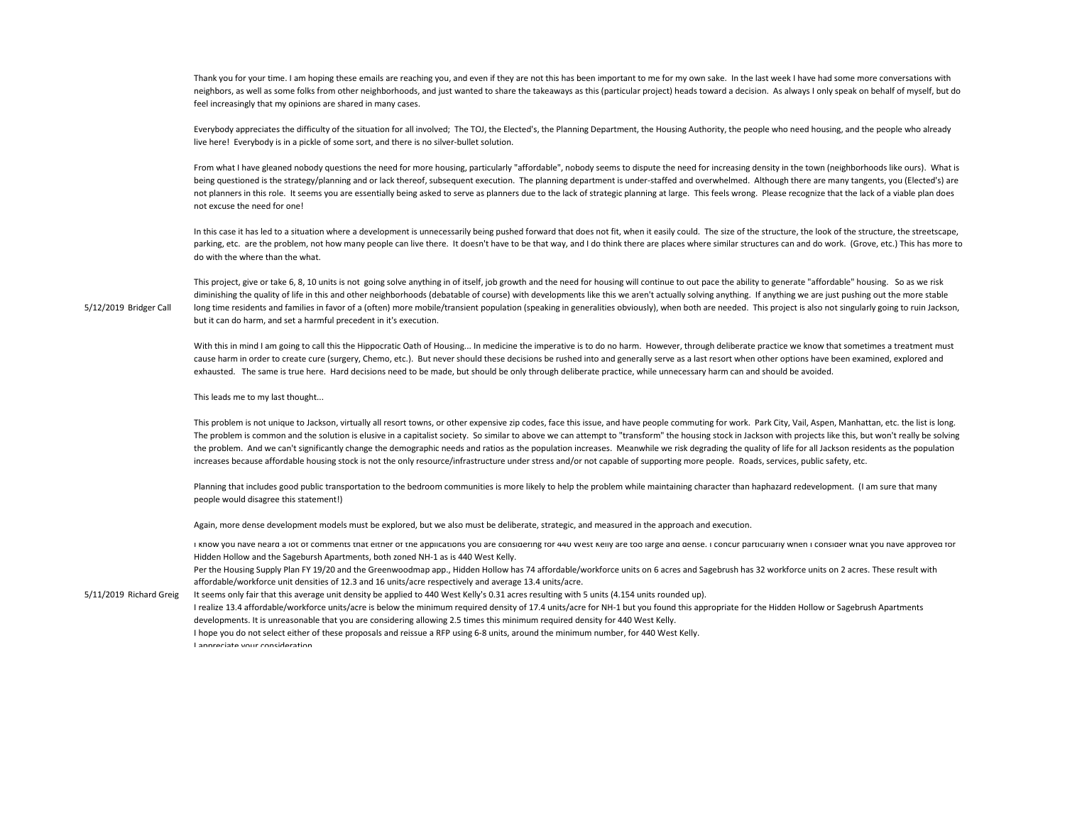| | | |
|---|---|---|
| 5/12/2019 | Bridger Call | Thank you for your time. I am hoping these emails are reaching you, and even if they are not this has been important to me for my own sake. In the last week I have had some more conversations with neighbors, as well as some folks from other neighborhoods, and just wanted to share the takeaways as this (particular project) heads toward a decision. As always I only speak on behalf of myself, but do feel increasingly that my opinions are shared in many cases.<br><br>Everybody appreciates the difficulty of the situation for all involved; The TOJ, the Elected's, the Planning Department, the Housing Authority, the people who need housing, and the people who already live here! Everybody is in a pickle of some sort, and there is no silver-bullet solution.<br><br>From what I have gleaned nobody questions the need for more housing, particularly "affordable", nobody seems to dispute the need for increasing density in the town (neighborhoods like ours). What is being questioned is the strategy/planning and or lack thereof, subsequent execution. The planning department is under-staffed and overwhelmed. Although there are many tangents, you (Elected's) are not planners in this role. It seems you are essentially being asked to serve as planners due to the lack of strategic planning at large. This feels wrong. Please recognize that the lack of a viable plan does not excuse the need for one!<br><br>In this case it has led to a situation where a development is unnecessarily being pushed forward that does not fit, when it easily could. The size of the structure, the look of the structure, the streetscape, parking, etc. are the problem, not how many people can live there. It doesn't have to be that way, and I do think there are places where similar structures can and do work. (Grove, etc.) This has more to do with the where than the what.<br><br>This project, give or take 6, 8, 10 units is not going solve anything in of itself, job growth and the need for housing will continue to out pace the ability to generate "affordable" housing. So as we risk diminishing the quality of life in this and other neighborhoods (debatable of course) with developments like this we aren't actually solving anything. If anything we are just pushing out the more stable long time residents and families in favor of a (often) more mobile/transient population (speaking in generalities obviously), when both are needed. This project is also not singularly going to ruin Jackson, but it can do harm, and set a harmful precedent in it's execution.<br><br>With this in mind I am going to call this the Hippocratic Oath of Housing... In medicine the imperative is to do no harm. However, through deliberate practice we know that sometimes a treatment must cause harm in order to create cure (surgery, Chemo, etc.). But never should these decisions be rushed into and generally serve as a last resort when other options have been examined, explored and exhausted. The same is true here. Hard decisions need to be made, but should be only through deliberate practice, while unnecessary harm can and should be avoided.<br><br>This leads me to my last thought...<br><br>This problem is not unique to Jackson, virtually all resort towns, or other expensive zip codes, face this issue, and have people commuting for work. Park City, Vail, Aspen, Manhattan, etc. the list is long. The problem is common and the solution is elusive in a capitalist society. So similar to above we can attempt to "transform" the housing stock in Jackson with projects like this, but won't really be solving the problem. And we can't significantly change the demographic needs and ratios as the population increases. Meanwhile we risk degrading the quality of life for all Jackson residents as the population increases because affordable housing stock is not the only resource/infrastructure under stress and/or not capable of supporting more people. Roads, services, public safety, etc.<br><br>Planning that includes good public transportation to the bedroom communities is more likely to help the problem while maintaining character than haphazard redevelopment. (I am sure that many people would disagree this statement!)<br><br>Again, more dense development models must be explored, but we also must be deliberate, strategic, and measured in the approach and execution. |
| 5/11/2019 | Richard Greig | I know you have heard a lot of comments that either of the applications you are considering for 440 West Kelly are too large and dense. I concur particularly when I consider what you have approved for Hidden Hollow and the Sageburush Apartments, both zoned NH-1 as is 440 West Kelly.<br>Per the Housing Supply Plan FY 19/20 and the Greenwoodmap app., Hidden Hollow has 74 affordable/workforce units on 6 acres and Sagebrush has 32 workforce units on 2 acres. These result with affordable/workforce unit densities of 12.3 and 16 units/acre respectively and average 13.4 units/acre.<br>It seems only fair that this average unit density be applied to 440 West Kelly's 0.31 acres resulting with 5 units (4.154 units rounded up).<br>I realize 13.4 affordable/workforce units/acre is below the minimum required density of 17.4 units/acre for NH-1 but you found this appropriate for the Hidden Hollow or Sagebrush Apartments developments. It is unreasonable that you are considering allowing 2.5 times this minimum required density for 440 West Kelly.<br>I hope you do not select either of these proposals and reissue a RFP using 6-8 units, around the minimum number, for 440 West Kelly.<br>I appreciate your consideration |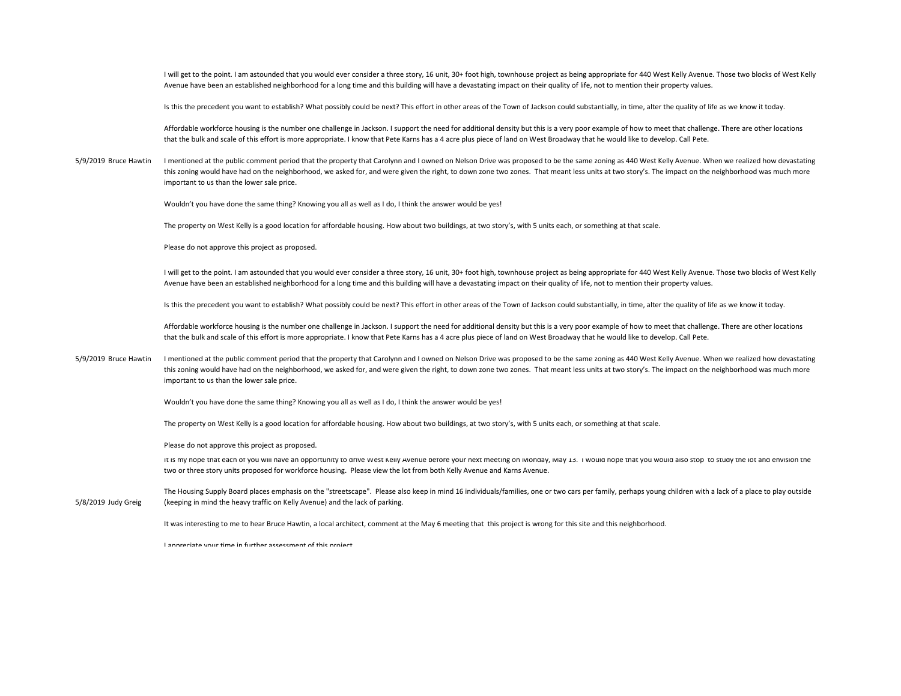I will get to the point. I am astounded that you would ever consider a three story, 16 unit, 30+ foot high, townhouse project as being appropriate for 440 West Kelly Avenue. Those two blocks of West Kelly Avenue have been an established neighborhood for a long time and this building will have a devastating impact on their quality of life, not to mention their property values.

Is this the precedent you want to establish? What possibly could be next? This effort in other areas of the Town of Jackson could substantially, in time, alter the quality of life as we know it today.

Affordable workforce housing is the number one challenge in Jackson. I support the need for additional density but this is a very poor example of how to meet that challenge. There are other locations that the bulk and scale of this effort is more appropriate. I know that Pete Karns has a 4 acre plus piece of land on West Broadway that he would like to develop. Call Pete.

5/9/2019 Bruce Hawtin — I mentioned at the public comment period that the property that Carolynn and I owned on Nelson Drive was proposed to be the same zoning as 440 West Kelly Avenue. When we realized how devastating this zoning would have had on the neighborhood, we asked for, and were given the right, to down zone two zones. That meant less units at two story's. The impact on the neighborhood was much more important to us than the lower sale price.

Wouldn't you have done the same thing? Knowing you all as well as I do, I think the answer would be yes!

The property on West Kelly is a good location for affordable housing. How about two buildings, at two story's, with 5 units each, or something at that scale.

Please do not approve this project as proposed.

I will get to the point. I am astounded that you would ever consider a three story, 16 unit, 30+ foot high, townhouse project as being appropriate for 440 West Kelly Avenue. Those two blocks of West Kelly Avenue have been an established neighborhood for a long time and this building will have a devastating impact on their quality of life, not to mention their property values.

Is this the precedent you want to establish? What possibly could be next? This effort in other areas of the Town of Jackson could substantially, in time, alter the quality of life as we know it today.

Affordable workforce housing is the number one challenge in Jackson. I support the need for additional density but this is a very poor example of how to meet that challenge. There are other locations that the bulk and scale of this effort is more appropriate. I know that Pete Karns has a 4 acre plus piece of land on West Broadway that he would like to develop. Call Pete.

5/9/2019 Bruce Hawtin — I mentioned at the public comment period that the property that Carolynn and I owned on Nelson Drive was proposed to be the same zoning as 440 West Kelly Avenue. When we realized how devastating this zoning would have had on the neighborhood, we asked for, and were given the right, to down zone two zones. That meant less units at two story's. The impact on the neighborhood was much more important to us than the lower sale price.

Wouldn't you have done the same thing? Knowing you all as well as I do, I think the answer would be yes!

The property on West Kelly is a good location for affordable housing. How about two buildings, at two story's, with 5 units each, or something at that scale.

Please do not approve this project as proposed.

It is my hope that each of you will have an opportunity to drive West Kelly Avenue before your next meeting on Monday, May 13. I would hope that you would also stop to study the lot and envision the two or three story units proposed for workforce housing. Please view the lot from both Kelly Avenue and Karns Avenue.

5/8/2019 Judy Greig — The Housing Supply Board places emphasis on the "streetscape". Please also keep in mind 16 individuals/families, one or two cars per family, perhaps young children with a lack of a place to play outside (keeping in mind the heavy traffic on Kelly Avenue) and the lack of parking.

It was interesting to me to hear Bruce Hawtin, a local architect, comment at the May 6 meeting that this project is wrong for this site and this neighborhood.

I appreciate your time in further assessment of this project.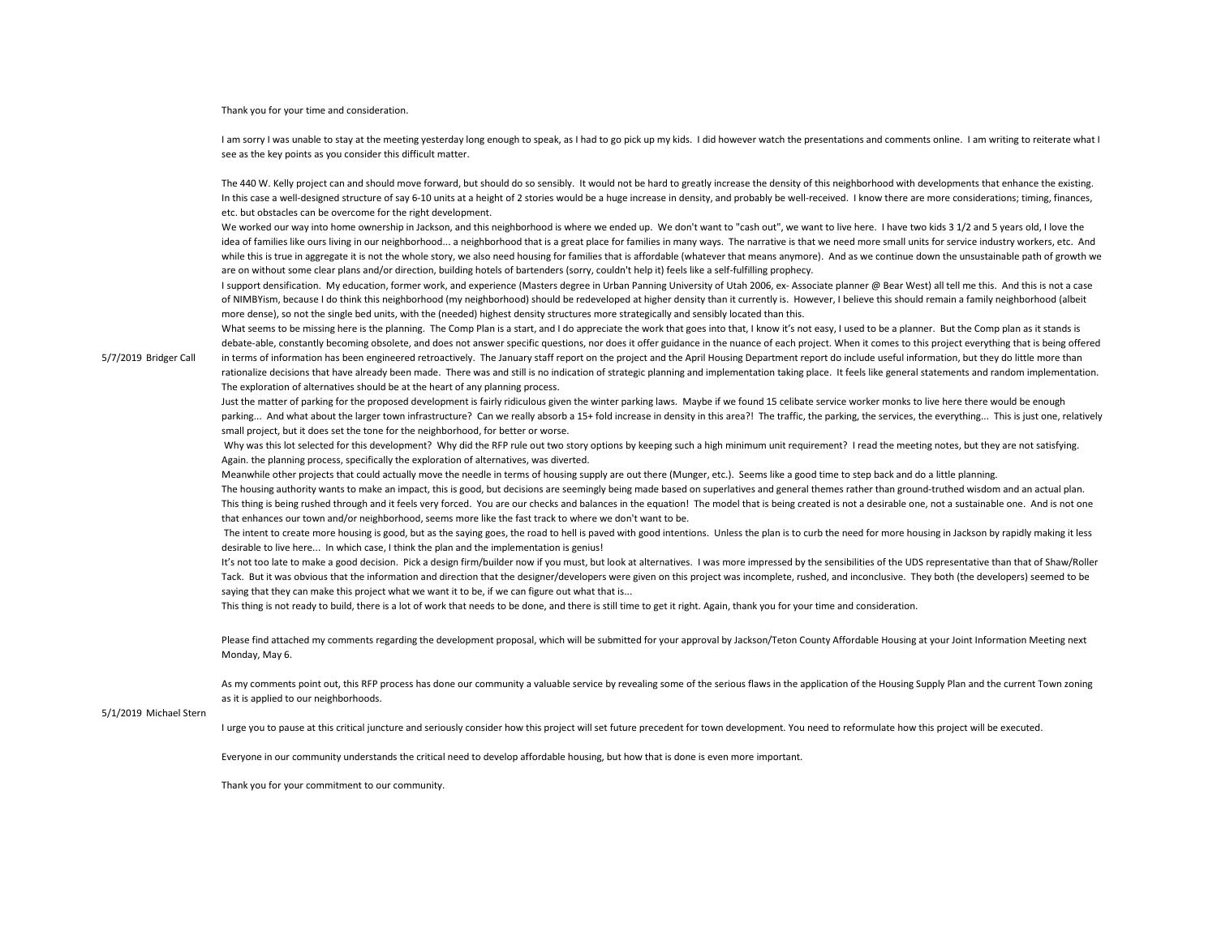| | | |
|---|---|---|
| | | Thank you for your time and consideration. |
| 5/7/2019 | Bridger Call | I am sorry I was unable to stay at the meeting yesterday long enough to speak, as I had to go pick up my kids. I did however watch the presentations and comments online. I am writing to reiterate what I see as the key points as you consider this difficult matter.<br><br>The 440 W. Kelly project can and should move forward, but should do so sensibly. It would not be hard to greatly increase the density of this neighborhood with developments that enhance the existing. In this case a well-designed structure of say 6-10 units at a height of 2 stories would be a huge increase in density, and probably be well-received. I know there are more considerations; timing, finances, etc. but obstacles can be overcome for the right development.<br>We worked our way into home ownership in Jackson, and this neighborhood is where we ended up. We don't want to "cash out", we want to live here. I have two kids 3 1/2 and 5 years old, I love the idea of families like ours living in our neighborhood... a neighborhood that is a great place for families in many ways. The narrative is that we need more small units for service industry workers, etc. And while this is true in aggregate it is not the whole story, we also need housing for families that is affordable (whatever that means anymore). And as we continue down the unsustainable path of growth we are on without some clear plans and/or direction, building hotels of bartenders (sorry, couldn't help it) feels like a self-fulfilling prophecy.<br>I support densification. My education, former work, and experience (Masters degree in Urban Panning University of Utah 2006, ex- Associate planner @ Bear West) all tell me this. And this is not a case of NIMBYism, because I do think this neighborhood (my neighborhood) should be redeveloped at higher density than it currently is. However, I believe this should remain a family neighborhood (albeit more dense), so not the single bed units, with the (needed) highest density structures more strategically and sensibly located than this.<br>What seems to be missing here is the planning. The Comp Plan is a start, and I do appreciate the work that goes into that, I know it's not easy, I used to be a planner. But the Comp plan as it stands is debate-able, constantly becoming obsolete, and does not answer specific questions, nor does it offer guidance in the nuance of each project. When it comes to this project everything that is being offered in terms of information has been engineered retroactively. The January staff report on the project and the April Housing Department report do include useful information, but they do little more than rationalize decisions that have already been made. There was and still is no indication of strategic planning and implementation taking place. It feels like general statements and random implementation. The exploration of alternatives should be at the heart of any planning process.<br>Just the matter of parking for the proposed development is fairly ridiculous given the winter parking laws. Maybe if we found 15 celibate service worker monks to live here there would be enough parking... And what about the larger town infrastructure? Can we really absorb a 15+ fold increase in density in this area?! The traffic, the parking, the services, the everything... This is just one, relatively small project, but it does set the tone for the neighborhood, for better or worse.<br>Why was this lot selected for this development? Why did the RFP rule out two story options by keeping such a high minimum unit requirement? I read the meeting notes, but they are not satisfying. Again. the planning process, specifically the exploration of alternatives, was diverted.<br>Meanwhile other projects that could actually move the needle in terms of housing supply are out there (Munger, etc.). Seems like a good time to step back and do a little planning.<br>The housing authority wants to make an impact, this is good, but decisions are seemingly being made based on superlatives and general themes rather than ground-truthed wisdom and an actual plan. This thing is being rushed through and it feels very forced. You are our checks and balances in the equation! The model that is being created is not a desirable one, not a sustainable one. And is not one that enhances our town and/or neighborhood, seems more like the fast track to where we don't want to be.<br>The intent to create more housing is good, but as the saying goes, the road to hell is paved with good intentions. Unless the plan is to curb the need for more housing in Jackson by rapidly making it less desirable to live here... In which case, I think the plan and the implementation is genius!<br>It's not too late to make a good decision. Pick a design firm/builder now if you must, but look at alternatives. I was more impressed by the sensibilities of the UDS representative than that of Shaw/Roller Tack. But it was obvious that the information and direction that the designer/developers were given on this project was incomplete, rushed, and inconclusive. They both (the developers) seemed to be saying that they can make this project what we want it to be, if we can figure out what that is...<br>This thing is not ready to build, there is a lot of work that needs to be done, and there is still time to get it right. Again, thank you for your time and consideration. |
| 5/1/2019 | Michael Stern | Please find attached my comments regarding the development proposal, which will be submitted for your approval by Jackson/Teton County Affordable Housing at your Joint Information Meeting next Monday, May 6.<br><br>As my comments point out, this RFP process has done our community a valuable service by revealing some of the serious flaws in the application of the Housing Supply Plan and the current Town zoning as it is applied to our neighborhoods.<br><br>I urge you to pause at this critical juncture and seriously consider how this project will set future precedent for town development. You need to reformulate how this project will be executed.<br><br>Everyone in our community understands the critical need to develop affordable housing, but how that is done is even more important.<br><br>Thank you for your commitment to our community. |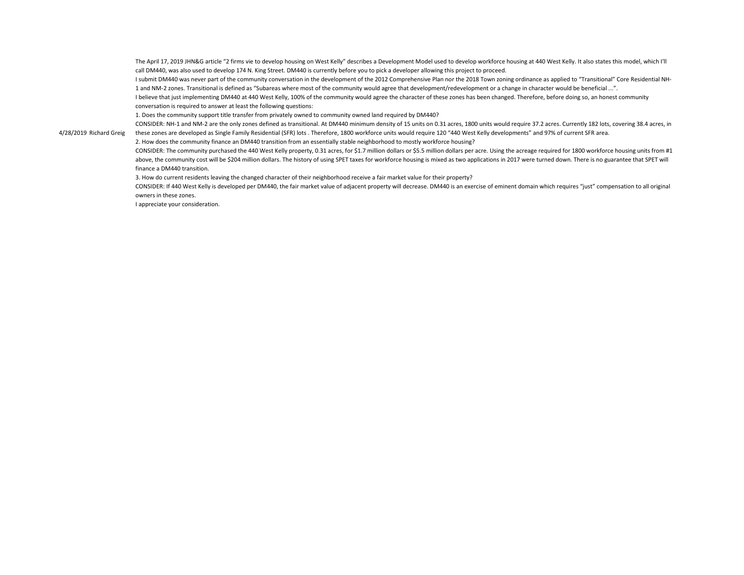4/28/2019 Richard Greig

The April 17, 2019 JHN&G article "2 firms vie to develop housing on West Kelly" describes a Development Model used to develop workforce housing at 440 West Kelly. It also states this model, which I'll call DM440, was also used to develop 174 N. King Street. DM440 is currently before you to pick a developer allowing this project to proceed.

I submit DM440 was never part of the community conversation in the development of the 2012 Comprehensive Plan nor the 2018 Town zoning ordinance as applied to "Transitional" Core Residential NH-1 and NM-2 zones. Transitional is defined as "Subareas where most of the community would agree that development/redevelopment or a change in character would be beneficial ...".

I believe that just implementing DM440 at 440 West Kelly, 100% of the community would agree the character of these zones has been changed. Therefore, before doing so, an honest community conversation is required to answer at least the following questions:

1. Does the community support title transfer from privately owned to community owned land required by DM440?

CONSIDER: NH-1 and NM-2 are the only zones defined as transitional. At DM440 minimum density of 15 units on 0.31 acres, 1800 units would require 37.2 acres. Currently 182 lots, covering 38.4 acres, in these zones are developed as Single Family Residential (SFR) lots . Therefore, 1800 workforce units would require 120 "440 West Kelly developments" and 97% of current SFR area.

2. How does the community finance an DM440 transition from an essentially stable neighborhood to mostly workforce housing?

CONSIDER: The community purchased the 440 West Kelly property, 0.31 acres, for $1.7 million dollars or $5.5 million dollars per acre. Using the acreage required for 1800 workforce housing units from #1 above, the community cost will be $204 million dollars. The history of using SPET taxes for workforce housing is mixed as two applications in 2017 were turned down. There is no guarantee that SPET will finance a DM440 transition.

3. How do current residents leaving the changed character of their neighborhood receive a fair market value for their property?

CONSIDER: If 440 West Kelly is developed per DM440, the fair market value of adjacent property will decrease. DM440 is an exercise of eminent domain which requires "just" compensation to all original owners in these zones.

I appreciate your consideration.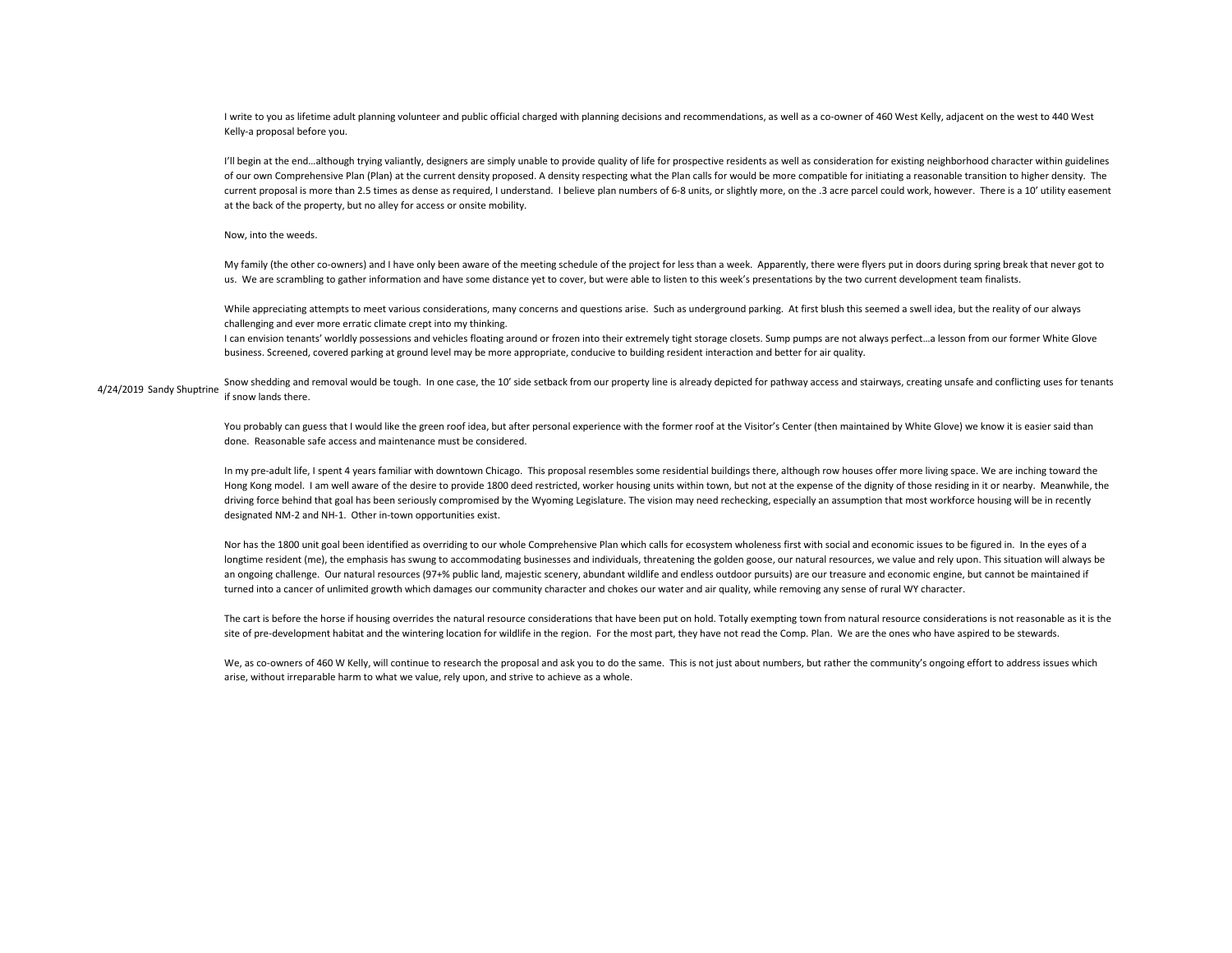4/24/2019 Sandy Shuptrine

I write to you as lifetime adult planning volunteer and public official charged with planning decisions and recommendations, as well as a co-owner of 460 West Kelly, adjacent on the west to 440 West Kelly-a proposal before you.

I'll begin at the end…although trying valiantly, designers are simply unable to provide quality of life for prospective residents as well as consideration for existing neighborhood character within guidelines of our own Comprehensive Plan (Plan) at the current density proposed. A density respecting what the Plan calls for would be more compatible for initiating a reasonable transition to higher density. The current proposal is more than 2.5 times as dense as required, I understand. I believe plan numbers of 6-8 units, or slightly more, on the .3 acre parcel could work, however. There is a 10' utility easement at the back of the property, but no alley for access or onsite mobility.

Now, into the weeds.

My family (the other co-owners) and I have only been aware of the meeting schedule of the project for less than a week. Apparently, there were flyers put in doors during spring break that never got to us. We are scrambling to gather information and have some distance yet to cover, but were able to listen to this week's presentations by the two current development team finalists.

While appreciating attempts to meet various considerations, many concerns and questions arise. Such as underground parking. At first blush this seemed a swell idea, but the reality of our always challenging and ever more erratic climate crept into my thinking.
I can envision tenants' worldly possessions and vehicles floating around or frozen into their extremely tight storage closets. Sump pumps are not always perfect…a lesson from our former White Glove business. Screened, covered parking at ground level may be more appropriate, conducive to building resident interaction and better for air quality.

Snow shedding and removal would be tough. In one case, the 10' side setback from our property line is already depicted for pathway access and stairways, creating unsafe and conflicting uses for tenants if snow lands there.

You probably can guess that I would like the green roof idea, but after personal experience with the former roof at the Visitor's Center (then maintained by White Glove) we know it is easier said than done. Reasonable safe access and maintenance must be considered.

In my pre-adult life, I spent 4 years familiar with downtown Chicago. This proposal resembles some residential buildings there, although row houses offer more living space. We are inching toward the Hong Kong model. I am well aware of the desire to provide 1800 deed restricted, worker housing units within town, but not at the expense of the dignity of those residing in it or nearby. Meanwhile, the driving force behind that goal has been seriously compromised by the Wyoming Legislature. The vision may need rechecking, especially an assumption that most workforce housing will be in recently designated NM-2 and NH-1. Other in-town opportunities exist.

Nor has the 1800 unit goal been identified as overriding to our whole Comprehensive Plan which calls for ecosystem wholeness first with social and economic issues to be figured in. In the eyes of a longtime resident (me), the emphasis has swung to accommodating businesses and individuals, threatening the golden goose, our natural resources, we value and rely upon. This situation will always be an ongoing challenge. Our natural resources (97+% public land, majestic scenery, abundant wildlife and endless outdoor pursuits) are our treasure and economic engine, but cannot be maintained if turned into a cancer of unlimited growth which damages our community character and chokes our water and air quality, while removing any sense of rural WY character.

The cart is before the horse if housing overrides the natural resource considerations that have been put on hold. Totally exempting town from natural resource considerations is not reasonable as it is the site of pre-development habitat and the wintering location for wildlife in the region. For the most part, they have not read the Comp. Plan. We are the ones who have aspired to be stewards.

We, as co-owners of 460 W Kelly, will continue to research the proposal and ask you to do the same. This is not just about numbers, but rather the community's ongoing effort to address issues which arise, without irreparable harm to what we value, rely upon, and strive to achieve as a whole.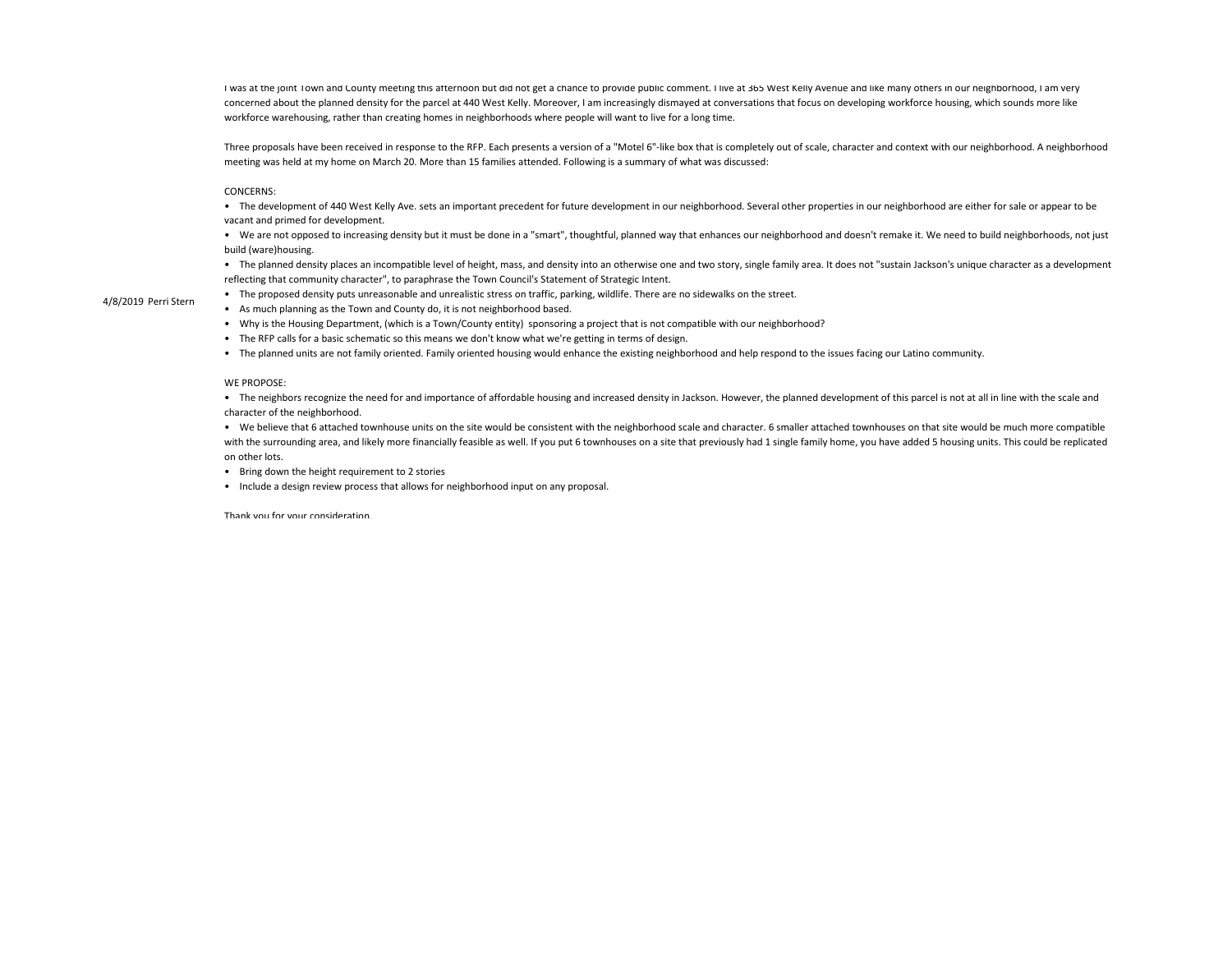4/8/2019 Perri Stern

I was at the joint Town and County meeting this afternoon but did not get a chance to provide public comment. I live at 365 West Kelly Avenue and like many others in our neighborhood, I am very concerned about the planned density for the parcel at 440 West Kelly. Moreover, I am increasingly dismayed at conversations that focus on developing workforce housing, which sounds more like workforce warehousing, rather than creating homes in neighborhoods where people will want to live for a long time.

Three proposals have been received in response to the RFP. Each presents a version of a "Motel 6"-like box that is completely out of scale, character and context with our neighborhood. A neighborhood meeting was held at my home on March 20. More than 15 families attended. Following is a summary of what was discussed:

CONCERNS:

- The development of 440 West Kelly Ave. sets an important precedent for future development in our neighborhood. Several other properties in our neighborhood are either for sale or appear to be vacant and primed for development.
- We are not opposed to increasing density but it must be done in a "smart", thoughtful, planned way that enhances our neighborhood and doesn't remake it. We need to build neighborhoods, not just build (ware)housing.
- The planned density places an incompatible level of height, mass, and density into an otherwise one and two story, single family area. It does not "sustain Jackson's unique character as a development reflecting that community character", to paraphrase the Town Council's Statement of Strategic Intent.
- The proposed density puts unreasonable and unrealistic stress on traffic, parking, wildlife. There are no sidewalks on the street.
- As much planning as the Town and County do, it is not neighborhood based.
- Why is the Housing Department, (which is a Town/County entity) sponsoring a project that is not compatible with our neighborhood?
- The RFP calls for a basic schematic so this means we don't know what we're getting in terms of design.
- The planned units are not family oriented. Family oriented housing would enhance the existing neighborhood and help respond to the issues facing our Latino community.

WE PROPOSE:

- The neighbors recognize the need for and importance of affordable housing and increased density in Jackson. However, the planned development of this parcel is not at all in line with the scale and character of the neighborhood.
- We believe that 6 attached townhouse units on the site would be consistent with the neighborhood scale and character. 6 smaller attached townhouses on that site would be much more compatible with the surrounding area, and likely more financially feasible as well. If you put 6 townhouses on a site that previously had 1 single family home, you have added 5 housing units. This could be replicated on other lots.
- Bring down the height requirement to 2 stories
- Include a design review process that allows for neighborhood input on any proposal.

Thank you for your consideration.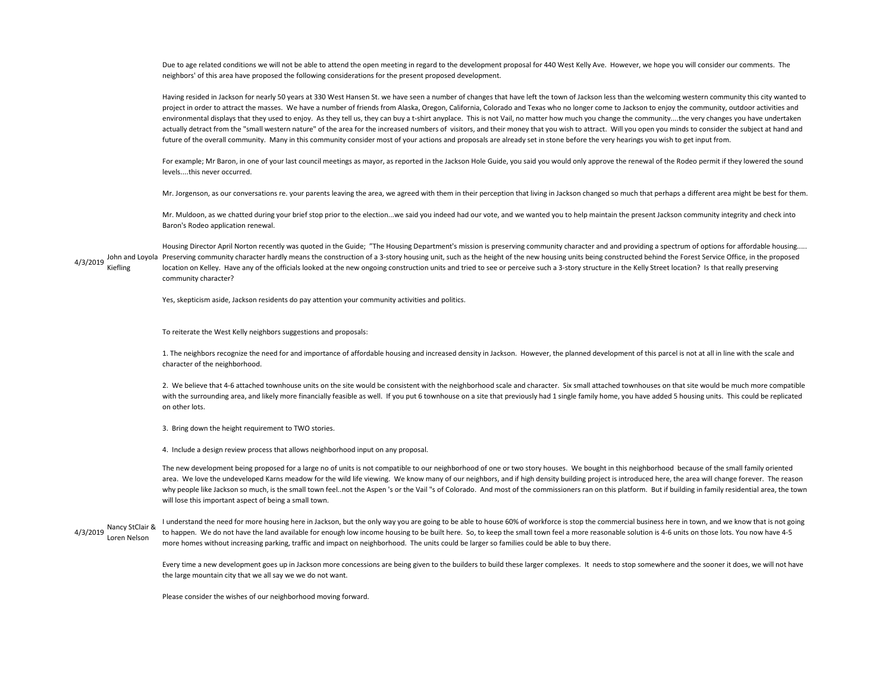| | | |
|---|---|---|
| 4/3/2019 | John and Loyola Kiefling | Due to age related conditions we will not be able to attend the open meeting in regard to the development proposal for 440 West Kelly Ave. However, we hope you will consider our comments. The neighbors' of this area have proposed the following considerations for the present proposed development.<br><br>Having resided in Jackson for nearly 50 years at 330 West Hansen St. we have seen a number of changes that have left the town of Jackson less than the welcoming western community this city wanted to project in order to attract the masses. We have a number of friends from Alaska, Oregon, California, Colorado and Texas who no longer come to Jackson to enjoy the community, outdoor activities and environmental displays that they used to enjoy. As they tell us, they can buy a t-shirt anyplace. This is not Vail, no matter how much you change the community....the very changes you have undertaken actually detract from the "small western nature" of the area for the increased numbers of visitors, and their money that you wish to attract. Will you open you minds to consider the subject at hand and future of the overall community. Many in this community consider most of your actions and proposals are already set in stone before the very hearings you wish to get input from.<br><br>For example; Mr Baron, in one of your last council meetings as mayor, as reported in the Jackson Hole Guide, you said you would only approve the renewal of the Rodeo permit if they lowered the sound levels....this never occurred.<br><br>Mr. Jorgenson, as our conversations re. your parents leaving the area, we agreed with them in their perception that living in Jackson changed so much that perhaps a different area might be best for them.<br><br>Mr. Muldoon, as we chatted during your brief stop prior to the election...we said you indeed had our vote, and we wanted you to help maintain the present Jackson community integrity and check into Baron's Rodeo application renewal.<br><br>Housing Director April Norton recently was quoted in the Guide; "The Housing Department's mission is preserving community character and and providing a spectrum of options for affordable housing..... Preserving community character hardly means the construction of a 3-story housing unit, such as the height of the new housing units being constructed behind the Forest Service Office, in the proposed location on Kelley. Have any of the officials looked at the new ongoing construction units and tried to see or perceive such a 3-story structure in the Kelly Street location? Is that really preserving community character?<br><br>Yes, skepticism aside, Jackson residents do pay attention your community activities and politics.<br><br>To reiterate the West Kelly neighbors suggestions and proposals:<br><br>1. The neighbors recognize the need for and importance of affordable housing and increased density in Jackson. However, the planned development of this parcel is not at all in line with the scale and character of the neighborhood.<br><br>2. We believe that 4-6 attached townhouse units on the site would be consistent with the neighborhood scale and character. Six small attached townhouses on that site would be much more compatible with the surrounding area, and likely more financially feasible as well. If you put 6 townhouse on a site that previously had 1 single family home, you have added 5 housing units. This could be replicated on other lots.<br><br>3. Bring down the height requirement to TWO stories.<br><br>4. Include a design review process that allows neighborhood input on any proposal. |
| 4/3/2019 | Nancy StClair & Loren Nelson | The new development being proposed for a large no of units is not compatible to our neighborhood of one or two story houses. We bought in this neighborhood because of the small family oriented area. We love the undeveloped Karns meadow for the wild life viewing. We know many of our neighbors, and if high density building project is introduced here, the area will change forever. The reason why people like Jackson so much, is the small town feel..not the Aspen 's or the Vail "s of Colorado. And most of the commissioners ran on this platform. But if building in family residential area, the town will lose this important aspect of being a small town.<br><br>I understand the need for more housing here in Jackson, but the only way you are going to be able to house 60% of workforce is stop the commercial business here in town, and we know that is not going to happen. We do not have the land available for enough low income housing to be built here. So, to keep the small town feel a more reasonable solution is 4-6 units on those lots. You now have 4-5 more homes without increasing parking, traffic and impact on neighborhood. The units could be larger so families could be able to buy there.<br><br>Every time a new development goes up in Jackson more concessions are being given to the builders to build these larger complexes. It needs to stop somewhere and the sooner it does, we will not have the large mountain city that we all say we do not want.<br><br>Please consider the wishes of our neighborhood moving forward. |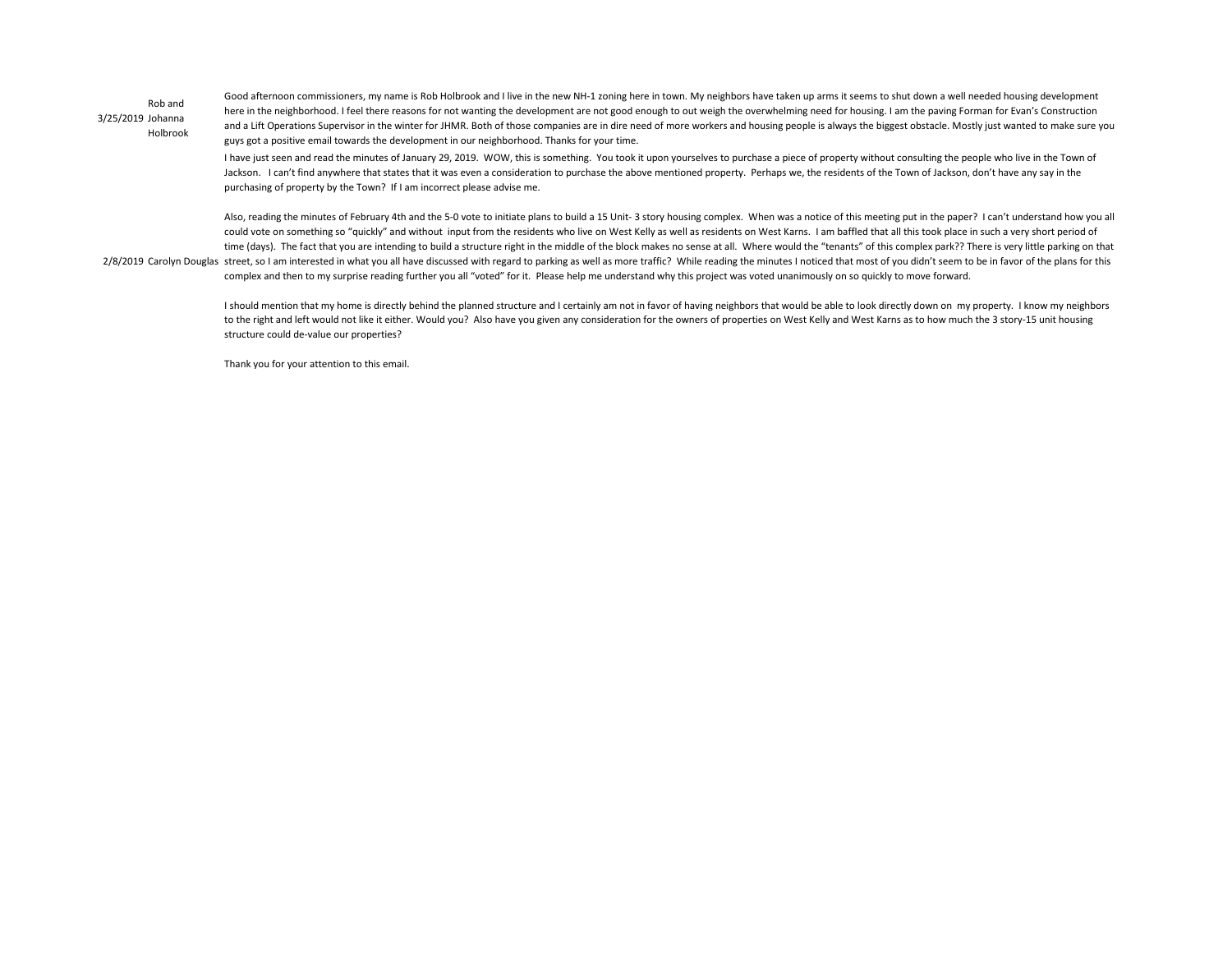| | | |
|---|---|---|
| 3/25/2019 | Rob and Johanna Holbrook | Good afternoon commissioners, my name is Rob Holbrook and I live in the new NH-1 zoning here in town. My neighbors have taken up arms it seems to shut down a well needed housing development here in the neighborhood. I feel there reasons for not wanting the development are not good enough to out weigh the overwhelming need for housing. I am the paving Forman for Evan's Construction and a Lift Operations Supervisor in the winter for JHMR. Both of those companies are in dire need of more workers and housing people is always the biggest obstacle. Mostly just wanted to make sure you guys got a positive email towards the development in our neighborhood. Thanks for your time. |
| 2/8/2019 | Carolyn Douglas | I have just seen and read the minutes of January 29, 2019. WOW, this is something. You took it upon yourselves to purchase a piece of property without consulting the people who live in the Town of Jackson. I can't find anywhere that states that it was even a consideration to purchase the above mentioned property. Perhaps we, the residents of the Town of Jackson, don't have any say in the purchasing of property by the Town? If I am incorrect please advise me.<br><br>Also, reading the minutes of February 4th and the 5-0 vote to initiate plans to build a 15 Unit- 3 story housing complex. When was a notice of this meeting put in the paper? I can't understand how you all could vote on something so "quickly" and without input from the residents who live on West Kelly as well as residents on West Karns. I am baffled that all this took place in such a very short period of time (days). The fact that you are intending to build a structure right in the middle of the block makes no sense at all. Where would the "tenants" of this complex park?? There is very little parking on that street, so I am interested in what you all have discussed with regard to parking as well as more traffic? While reading the minutes I noticed that most of you didn't seem to be in favor of the plans for this complex and then to my surprise reading further you all "voted" for it. Please help me understand why this project was voted unanimously on so quickly to move forward.<br><br>I should mention that my home is directly behind the planned structure and I certainly am not in favor of having neighbors that would be able to look directly down on my property. I know my neighbors to the right and left would not like it either. Would you? Also have you given any consideration for the owners of properties on West Kelly and West Karns as to how much the 3 story-15 unit housing structure could de-value our properties?<br><br>Thank you for your attention to this email. |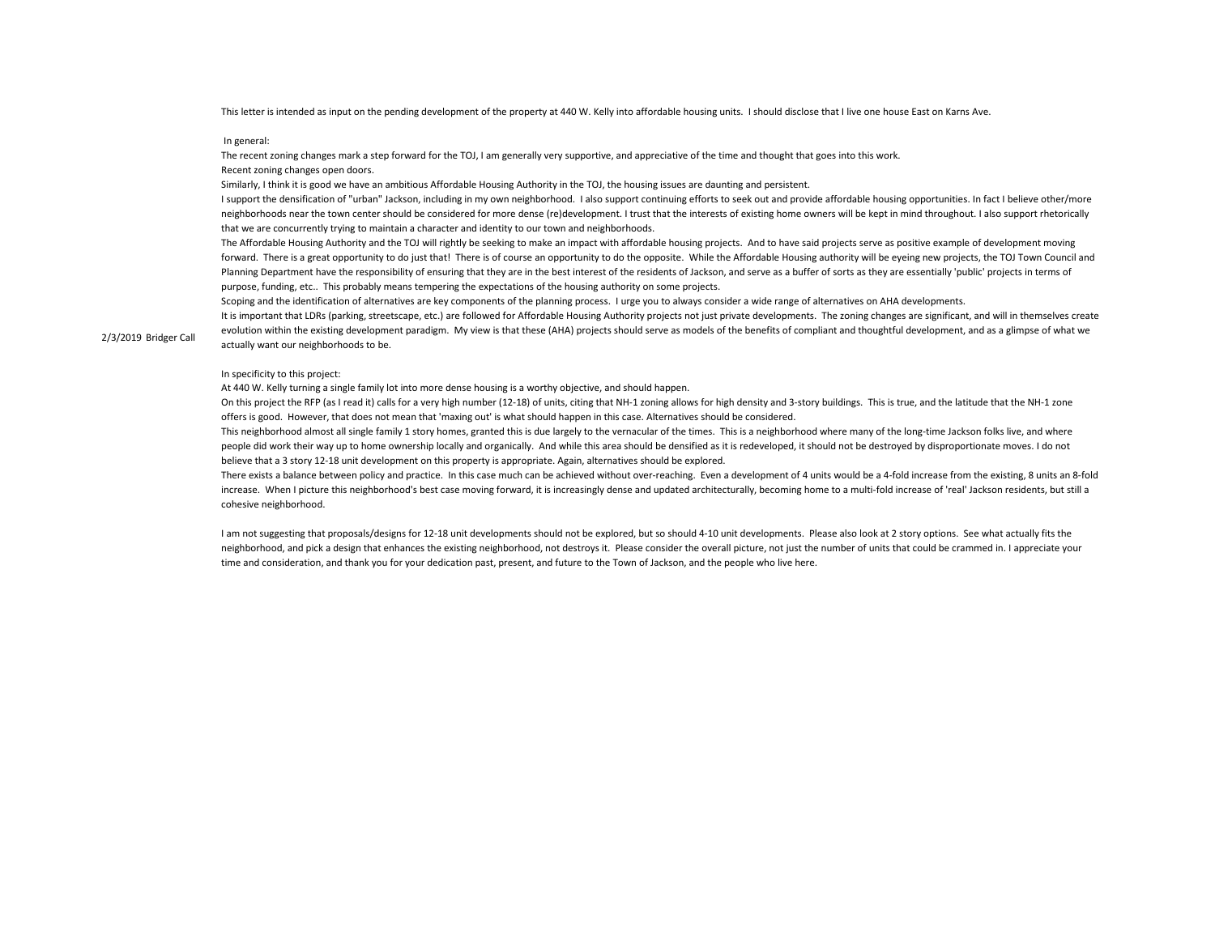2/3/2019 Bridger Call

This letter is intended as input on the pending development of the property at 440 W. Kelly into affordable housing units. I should disclose that I live one house East on Karns Ave.

In general:

The recent zoning changes mark a step forward for the TOJ, I am generally very supportive, and appreciative of the time and thought that goes into this work.

Recent zoning changes open doors.

Similarly, I think it is good we have an ambitious Affordable Housing Authority in the TOJ, the housing issues are daunting and persistent.

I support the densification of "urban" Jackson, including in my own neighborhood. I also support continuing efforts to seek out and provide affordable housing opportunities. In fact I believe other/more neighborhoods near the town center should be considered for more dense (re)development. I trust that the interests of existing home owners will be kept in mind throughout. I also support rhetorically that we are concurrently trying to maintain a character and identity to our town and neighborhoods.

The Affordable Housing Authority and the TOJ will rightly be seeking to make an impact with affordable housing projects. And to have said projects serve as positive example of development moving forward. There is a great opportunity to do just that! There is of course an opportunity to do the opposite. While the Affordable Housing authority will be eyeing new projects, the TOJ Town Council and Planning Department have the responsibility of ensuring that they are in the best interest of the residents of Jackson, and serve as a buffer of sorts as they are essentially 'public' projects in terms of purpose, funding, etc.. This probably means tempering the expectations of the housing authority on some projects.

Scoping and the identification of alternatives are key components of the planning process. I urge you to always consider a wide range of alternatives on AHA developments.

It is important that LDRs (parking, streetscape, etc.) are followed for Affordable Housing Authority projects not just private developments. The zoning changes are significant, and will in themselves create evolution within the existing development paradigm. My view is that these (AHA) projects should serve as models of the benefits of compliant and thoughtful development, and as a glimpse of what we actually want our neighborhoods to be.

In specificity to this project:

At 440 W. Kelly turning a single family lot into more dense housing is a worthy objective, and should happen.

On this project the RFP (as I read it) calls for a very high number (12-18) of units, citing that NH-1 zoning allows for high density and 3-story buildings. This is true, and the latitude that the NH-1 zone offers is good. However, that does not mean that 'maxing out' is what should happen in this case. Alternatives should be considered.

This neighborhood almost all single family 1 story homes, granted this is due largely to the vernacular of the times. This is a neighborhood where many of the long-time Jackson folks live, and where people did work their way up to home ownership locally and organically. And while this area should be densified as it is redeveloped, it should not be destroyed by disproportionate moves. I do not believe that a 3 story 12-18 unit development on this property is appropriate. Again, alternatives should be explored.

There exists a balance between policy and practice. In this case much can be achieved without over-reaching. Even a development of 4 units would be a 4-fold increase from the existing, 8 units an 8-fold increase. When I picture this neighborhood's best case moving forward, it is increasingly dense and updated architecturally, becoming home to a multi-fold increase of 'real' Jackson residents, but still a cohesive neighborhood.

I am not suggesting that proposals/designs for 12-18 unit developments should not be explored, but so should 4-10 unit developments. Please also look at 2 story options. See what actually fits the neighborhood, and pick a design that enhances the existing neighborhood, not destroys it. Please consider the overall picture, not just the number of units that could be crammed in. I appreciate your time and consideration, and thank you for your dedication past, present, and future to the Town of Jackson, and the people who live here.